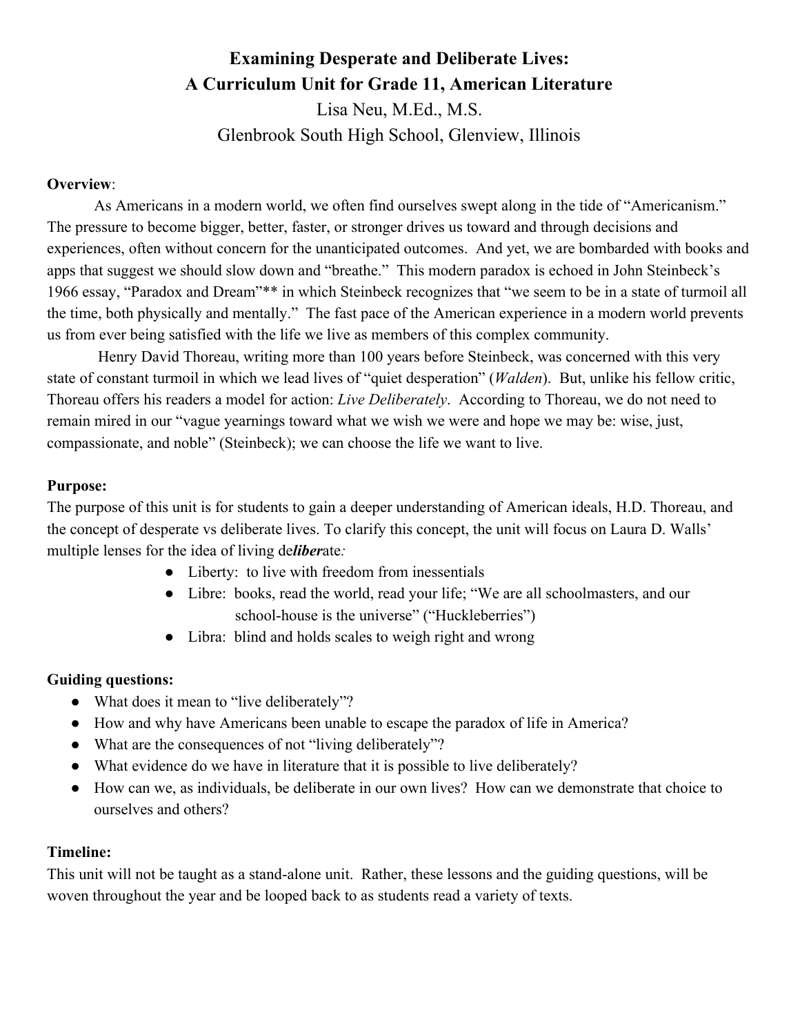# Examining Desperate and Deliberate Lives:
# A Curriculum Unit for Grade 11, American Literature

Lisa Neu, M.Ed., M.S.

Glenbrook South High School, Glenview, Illinois

**Overview**:

As Americans in a modern world, we often find ourselves swept along in the tide of "Americanism." The pressure to become bigger, better, faster, or stronger drives us toward and through decisions and experiences, often without concern for the unanticipated outcomes. And yet, we are bombarded with books and apps that suggest we should slow down and "breathe." This modern paradox is echoed in John Steinbeck's 1966 essay, "Paradox and Dream"** in which Steinbeck recognizes that "we seem to be in a state of turmoil all the time, both physically and mentally." The fast pace of the American experience in a modern world prevents us from ever being satisfied with the life we live as members of this complex community.

Henry David Thoreau, writing more than 100 years before Steinbeck, was concerned with this very state of constant turmoil in which we lead lives of "quiet desperation" (*Walden*). But, unlike his fellow critic, Thoreau offers his readers a model for action: *Live Deliberately*. According to Thoreau, we do not need to remain mired in our "vague yearnings toward what we wish we were and hope we may be: wise, just, compassionate, and noble" (Steinbeck); we can choose the life we want to live.

**Purpose:**

The purpose of this unit is for students to gain a deeper understanding of American ideals, H.D. Thoreau, and the concept of desperate vs deliberate lives. To clarify this concept, the unit will focus on Laura D. Walls' multiple lenses for the idea of living de***liber***ate*:*

- Liberty: to live with freedom from inessentials
- Libre: books, read the world, read your life; "We are all schoolmasters, and our school-house is the universe" ("Huckleberries")
- Libra: blind and holds scales to weigh right and wrong

**Guiding questions:**

- What does it mean to "live deliberately"?
- How and why have Americans been unable to escape the paradox of life in America?
- What are the consequences of not "living deliberately"?
- What evidence do we have in literature that it is possible to live deliberately?
- How can we, as individuals, be deliberate in our own lives? How can we demonstrate that choice to ourselves and others?

**Timeline:**

This unit will not be taught as a stand-alone unit. Rather, these lessons and the guiding questions, will be woven throughout the year and be looped back to as students read a variety of texts.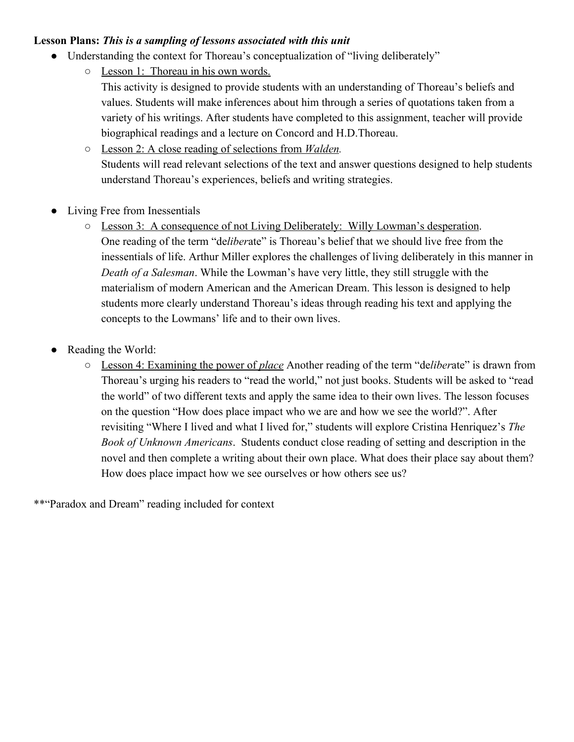**Lesson Plans:** ***This is a sampling of lessons associated with this unit***

- Understanding the context for Thoreau's conceptualization of "living deliberately"
    - Lesson 1: Thoreau in his own words.
      This activity is designed to provide students with an understanding of Thoreau's beliefs and values. Students will make inferences about him through a series of quotations taken from a variety of his writings. After students have completed to this assignment, teacher will provide biographical readings and a lecture on Concord and H.D.Thoreau.
    - Lesson 2: A close reading of selections from *Walden.*
      Students will read relevant selections of the text and answer questions designed to help students understand Thoreau's experiences, beliefs and writing strategies.

- Living Free from Inessentials
    - Lesson 3: A consequence of not Living Deliberately: Willy Lowman's desperation.
      One reading of the term "de*liber*ate" is Thoreau's belief that we should live free from the inessentials of life. Arthur Miller explores the challenges of living deliberately in this manner in *Death of a Salesman*. While the Lowman's have very little, they still struggle with the materialism of modern American and the American Dream. This lesson is designed to help students more clearly understand Thoreau's ideas through reading his text and applying the concepts to the Lowmans' life and to their own lives.

- Reading the World:
    - Lesson 4: Examining the power of *place* Another reading of the term "de*liber*ate" is drawn from Thoreau's urging his readers to "read the world," not just books. Students will be asked to "read the world" of two different texts and apply the same idea to their own lives. The lesson focuses on the question "How does place impact who we are and how we see the world?". After revisiting "Where I lived and what I lived for," students will explore Cristina Henriquez's *The Book of Unknown Americans*. Students conduct close reading of setting and description in the novel and then complete a writing about their own place. What does their place say about them? How does place impact how we see ourselves or how others see us?

**"Paradox and Dream" reading included for context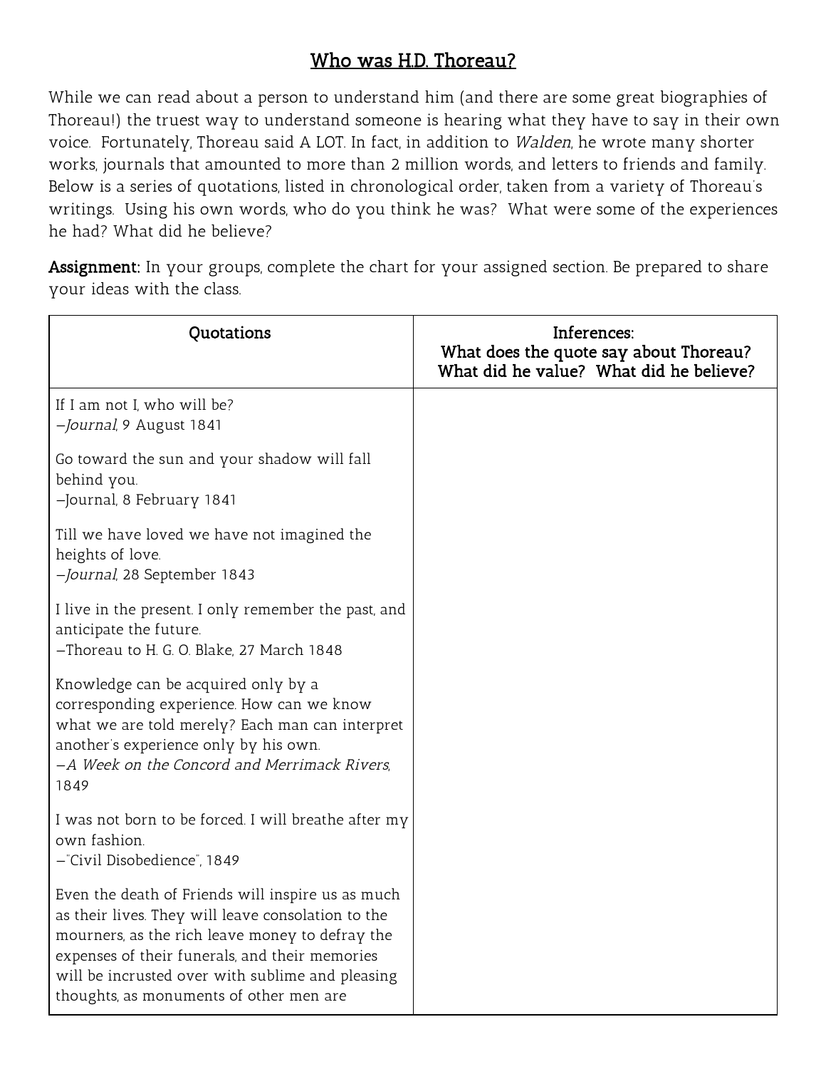# Who was H.D. Thoreau?

While we can read about a person to understand him (and there are some great biographies of Thoreau!) the truest way to understand someone is hearing what they have to say in their own voice. Fortunately, Thoreau said A LOT. In fact, in addition to *Walden*, he wrote many shorter works, journals that amounted to more than 2 million words, and letters to friends and family. Below is a series of quotations, listed in chronological order, taken from a variety of Thoreau's writings. Using his own words, who do you think he was? What were some of the experiences he had? What did he believe?

**Assignment:** In your groups, complete the chart for your assigned section. Be prepared to share your ideas with the class.

| Quotations | Inferences: What does the quote say about Thoreau? What did he value? What did he believe? |
| --- | --- |
| If I am not I, who will be? —*Journal*, 9 August 1841 | |
| Go toward the sun and your shadow will fall behind you. —Journal, 8 February 1841 | |
| Till we have loved we have not imagined the heights of love. —*Journal*, 28 September 1843 | |
| I live in the present. I only remember the past, and anticipate the future. —Thoreau to H. G. O. Blake, 27 March 1848 | |
| Knowledge can be acquired only by a corresponding experience. How can we know what we are told merely? Each man can interpret another's experience only by his own. —*A Week on the Concord and Merrimack Rivers*, 1849 | |
| I was not born to be forced. I will breathe after my own fashion. —"Civil Disobedience", 1849 | |
| Even the death of Friends will inspire us as much as their lives. They will leave consolation to the mourners, as the rich leave money to defray the expenses of their funerals, and their memories will be incrusted over with sublime and pleasing thoughts, as monuments of other men are | |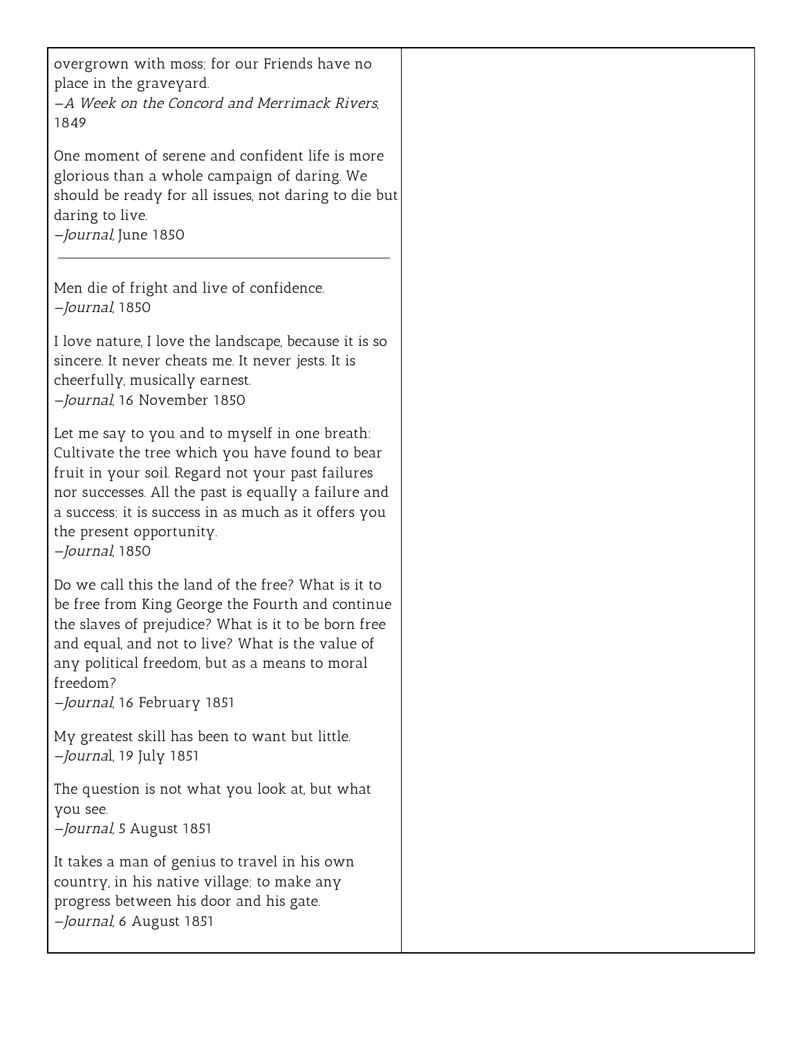overgrown with moss; for our Friends have no place in the graveyard.
—*A Week on the Concord and Merrimack Rivers*, 1849

One moment of serene and confident life is more glorious than a whole campaign of daring. We should be ready for all issues, not daring to die but daring to live.
—*Journal*, June 1850

---

Men die of fright and live of confidence.
—*Journal*, 1850

I love nature, I love the landscape, because it is so sincere. It never cheats me. It never jests. It is cheerfully, musically earnest.
—*Journal*, 16 November 1850

Let me say to you and to myself in one breath: Cultivate the tree which you have found to bear fruit in your soil. Regard not your past failures nor successes. All the past is equally a failure and a success; it is success in as much as it offers you the present opportunity.
—*Journal*, 1850

Do we call this the land of the free? What is it to be free from King George the Fourth and continue the slaves of prejudice? What is it to be born free and equal, and not to live? What is the value of any political freedom, but as a means to moral freedom?
—*Journal*, 16 February 1851

My greatest skill has been to want but little.
—*Journal*, 19 July 1851

The question is not what you look at, but what you see.
—*Journal*, 5 August 1851

It takes a man of genius to travel in his own country, in his native village; to make any progress between his door and his gate.
—*Journal*, 6 August 1851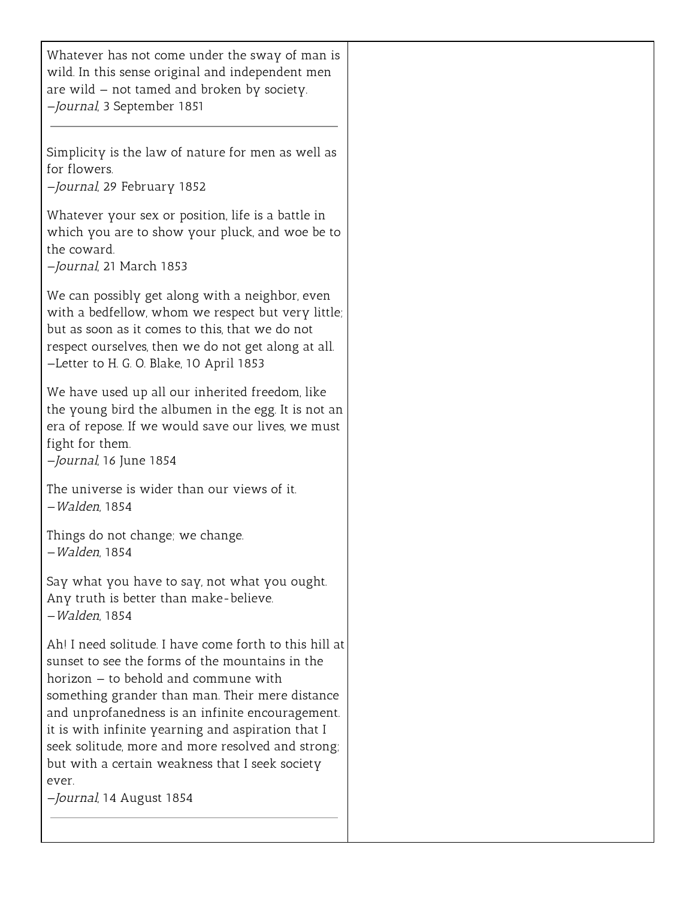Whatever has not come under the sway of man is wild. In this sense original and independent men are wild – not tamed and broken by society.
—*Journal*, 3 September 1851

---

Simplicity is the law of nature for men as well as for flowers.
—*Journal*, 29 February 1852

Whatever your sex or position, life is a battle in which you are to show your pluck, and woe be to the coward.
—*Journal*, 21 March 1853

We can possibly get along with a neighbor, even with a bedfellow, whom we respect but very little; but as soon as it comes to this, that we do not respect ourselves, then we do not get along at all.
—Letter to H. G. O. Blake, 10 April 1853

We have used up all our inherited freedom, like the young bird the albumen in the egg. It is not an era of repose. If we would save our lives, we must fight for them.
—*Journal*, 16 June 1854

The universe is wider than our views of it.
—*Walden*, 1854

Things do not change; we change.
—*Walden*, 1854

Say what you have to say, not what you ought. Any truth is better than make-believe.
—*Walden*, 1854

Ah! I need solitude. I have come forth to this hill at sunset to see the forms of the mountains in the horizon – to behold and commune with something grander than man. Their mere distance and unprofanedness is an infinite encouragement. it is with infinite yearning and aspiration that I seek solitude, more and more resolved and strong; but with a certain weakness that I seek society ever.
—*Journal*, 14 August 1854

---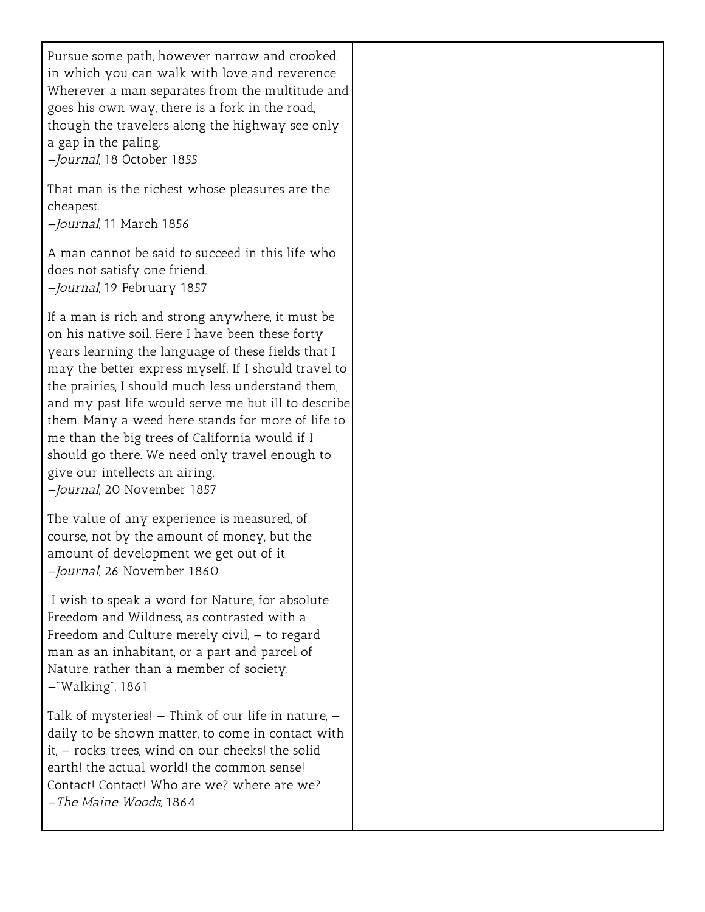Pursue some path, however narrow and crooked, in which you can walk with love and reverence. Wherever a man separates from the multitude and goes his own way, there is a fork in the road, though the travelers along the highway see only a gap in the paling.
—*Journal*, 18 October 1855

That man is the richest whose pleasures are the cheapest.
—*Journal*, 11 March 1856

A man cannot be said to succeed in this life who does not satisfy one friend.
—*Journal*, 19 February 1857

If a man is rich and strong anywhere, it must be on his native soil. Here I have been these forty years learning the language of these fields that I may the better express myself. If I should travel to the prairies, I should much less understand them, and my past life would serve me but ill to describe them. Many a weed here stands for more of life to me than the big trees of California would if I should go there. We need only travel enough to give our intellects an airing.
—*Journal*, 20 November 1857

The value of any experience is measured, of course, not by the amount of money, but the amount of development we get out of it.
—*Journal*, 26 November 1860

I wish to speak a word for Nature, for absolute Freedom and Wildness, as contrasted with a Freedom and Culture merely civil, – to regard man as an inhabitant, or a part and parcel of Nature, rather than a member of society.
—"Walking", 1861

Talk of mysteries! – Think of our life in nature, – daily to be shown matter, to come in contact with it, – rocks, trees, wind on our cheeks! the solid earth! the actual world! the common sense! Contact! Contact! Who are we? where are we?
—*The Maine Woods*, 1864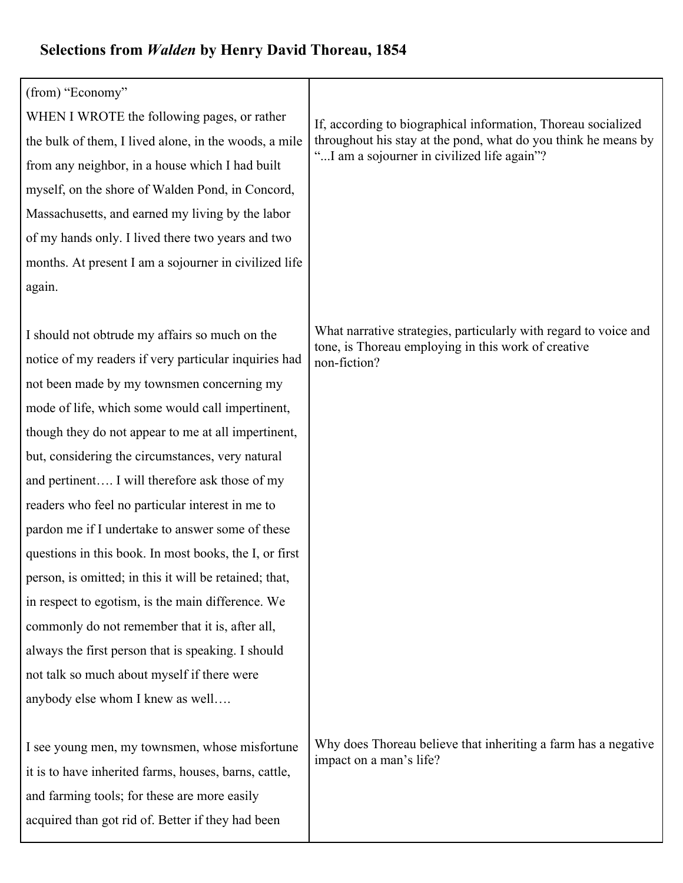## Selections from *Walden* by Henry David Thoreau, 1854

| | |
|---|---|
| (from) "Economy"<br>WHEN I WROTE the following pages, or rather the bulk of them, I lived alone, in the woods, a mile from any neighbor, in a house which I had built myself, on the shore of Walden Pond, in Concord, Massachusetts, and earned my living by the labor of my hands only. I lived there two years and two months. At present I am a sojourner in civilized life again. | If, according to biographical information, Thoreau socialized throughout his stay at the pond, what do you think he means by "...I am a sojourner in civilized life again"? |
| I should not obtrude my affairs so much on the notice of my readers if very particular inquiries had not been made by my townsmen concerning my mode of life, which some would call impertinent, though they do not appear to me at all impertinent, but, considering the circumstances, very natural and pertinent…. I will therefore ask those of my readers who feel no particular interest in me to pardon me if I undertake to answer some of these questions in this book. In most books, the I, or first person, is omitted; in this it will be retained; that, in respect to egotism, is the main difference. We commonly do not remember that it is, after all, always the first person that is speaking. I should not talk so much about myself if there were anybody else whom I knew as well…. | What narrative strategies, particularly with regard to voice and tone, is Thoreau employing in this work of creative non-fiction? |
| I see young men, my townsmen, whose misfortune it is to have inherited farms, houses, barns, cattle, and farming tools; for these are more easily acquired than got rid of. Better if they had been | Why does Thoreau believe that inheriting a farm has a negative impact on a man's life? |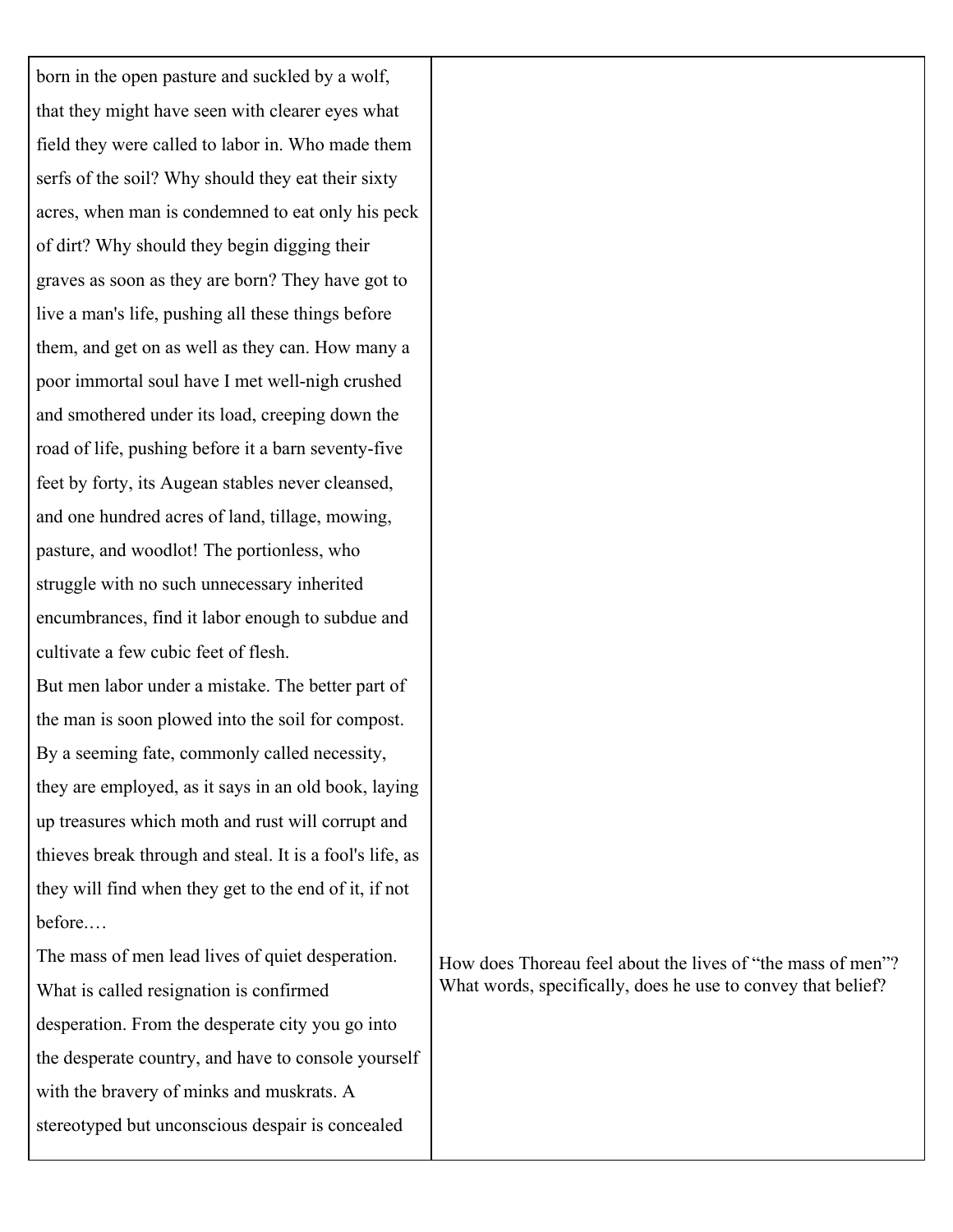| | |
|---|---|
| born in the open pasture and suckled by a wolf, that they might have seen with clearer eyes what field they were called to labor in. Who made them serfs of the soil? Why should they eat their sixty acres, when man is condemned to eat only his peck of dirt? Why should they begin digging their graves as soon as they are born? They have got to live a man's life, pushing all these things before them, and get on as well as they can. How many a poor immortal soul have I met well-nigh crushed and smothered under its load, creeping down the road of life, pushing before it a barn seventy-five feet by forty, its Augean stables never cleansed, and one hundred acres of land, tillage, mowing, pasture, and woodlot! The portionless, who struggle with no such unnecessary inherited encumbrances, find it labor enough to subdue and cultivate a few cubic feet of flesh. | |
| But men labor under a mistake. The better part of the man is soon plowed into the soil for compost. By a seeming fate, commonly called necessity, they are employed, as it says in an old book, laying up treasures which moth and rust will corrupt and thieves break through and steal. It is a fool's life, as they will find when they get to the end of it, if not before.… | |
| The mass of men lead lives of quiet desperation. What is called resignation is confirmed desperation. From the desperate city you go into the desperate country, and have to console yourself with the bravery of minks and muskrats. A stereotyped but unconscious despair is concealed | How does Thoreau feel about the lives of "the mass of men"? What words, specifically, does he use to convey that belief? |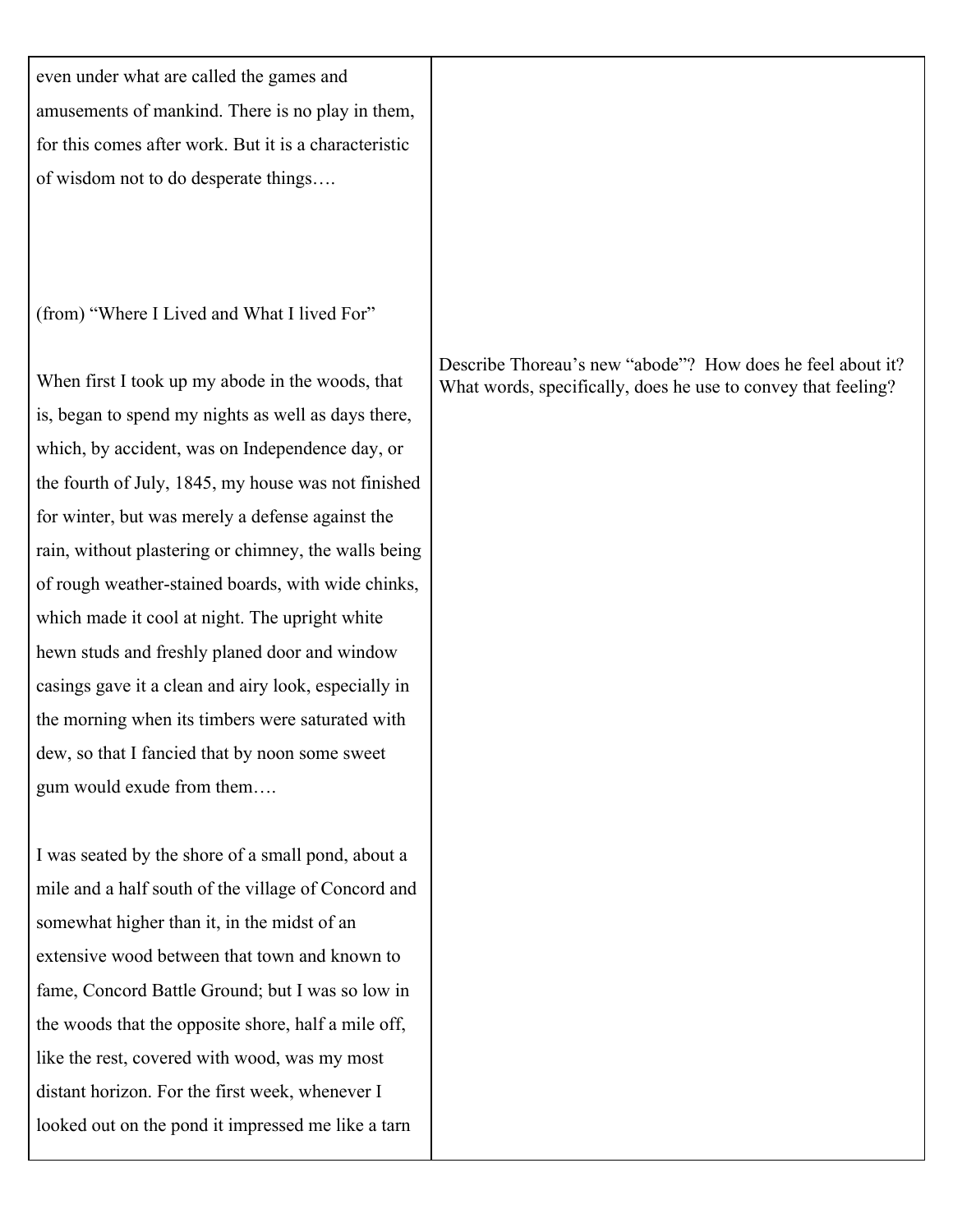| | |
|---|---|
| even under what are called the games and amusements of mankind. There is no play in them, for this comes after work. But it is a characteristic of wisdom not to do desperate things…. | |
| (from) "Where I Lived and What I lived For" | |
| When first I took up my abode in the woods, that is, began to spend my nights as well as days there, which, by accident, was on Independence day, or the fourth of July, 1845, my house was not finished for winter, but was merely a defense against the rain, without plastering or chimney, the walls being of rough weather-stained boards, with wide chinks, which made it cool at night. The upright white hewn studs and freshly planed door and window casings gave it a clean and airy look, especially in the morning when its timbers were saturated with dew, so that I fancied that by noon some sweet gum would exude from them…. | Describe Thoreau's new "abode"? How does he feel about it? What words, specifically, does he use to convey that feeling? |
| I was seated by the shore of a small pond, about a mile and a half south of the village of Concord and somewhat higher than it, in the midst of an extensive wood between that town and known to fame, Concord Battle Ground; but I was so low in the woods that the opposite shore, half a mile off, like the rest, covered with wood, was my most distant horizon. For the first week, whenever I looked out on the pond it impressed me like a tarn | |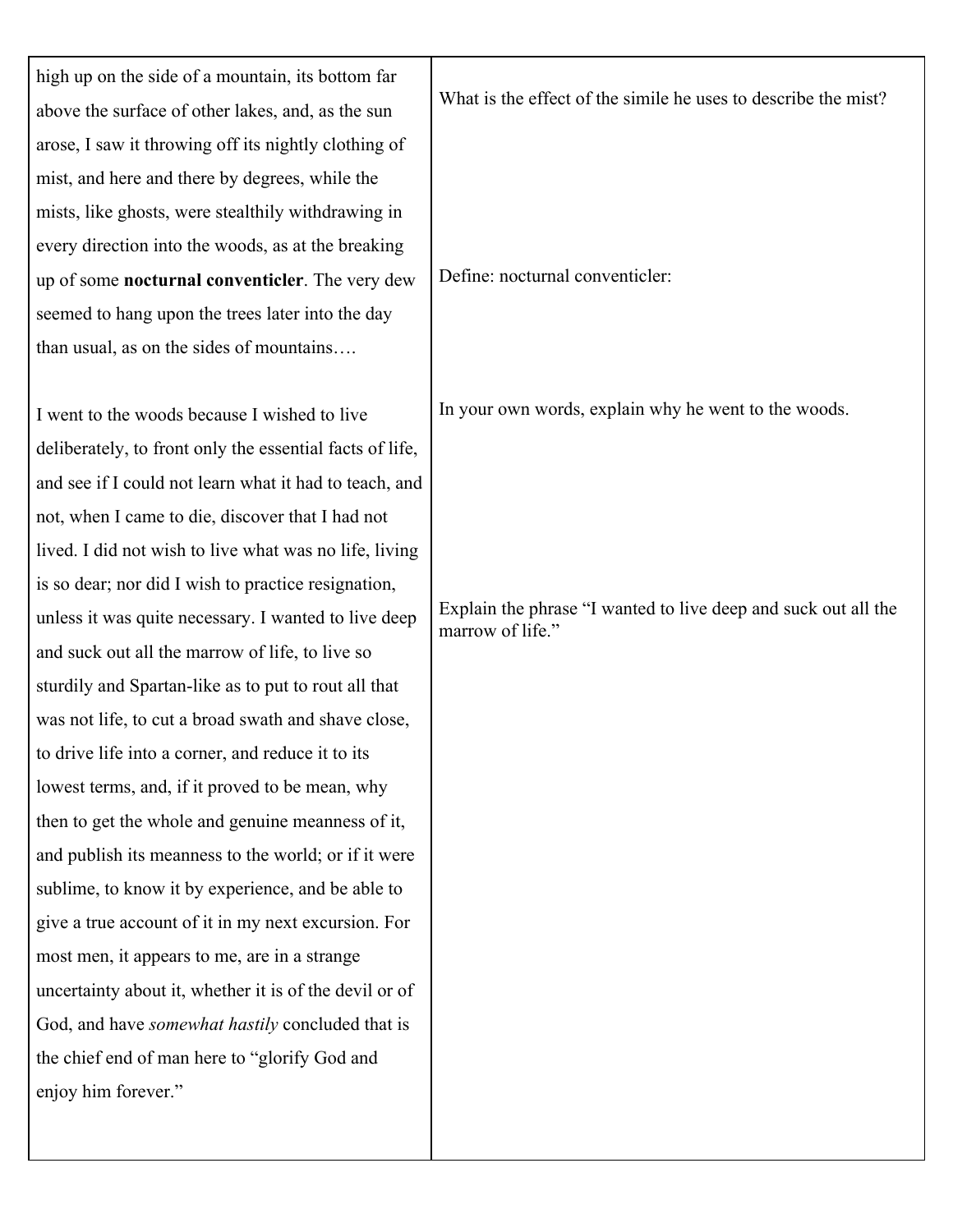| | |
|---|---|
| high up on the side of a mountain, its bottom far above the surface of other lakes, and, as the sun arose, I saw it throwing off its nightly clothing of mist, and here and there by degrees, while the mists, like ghosts, were stealthily withdrawing in every direction into the woods, as at the breaking up of some **nocturnal conventicler**. The very dew seemed to hang upon the trees later into the day than usual, as on the sides of mountains…. | What is the effect of the simile he uses to describe the mist?<br><br>Define: nocturnal conventicler: |
| I went to the woods because I wished to live deliberately, to front only the essential facts of life, and see if I could not learn what it had to teach, and not, when I came to die, discover that I had not lived. I did not wish to live what was no life, living is so dear; nor did I wish to practice resignation, unless it was quite necessary. I wanted to live deep and suck out all the marrow of life, to live so sturdily and Spartan-like as to put to rout all that was not life, to cut a broad swath and shave close, to drive life into a corner, and reduce it to its lowest terms, and, if it proved to be mean, why then to get the whole and genuine meanness of it, and publish its meanness to the world; or if it were sublime, to know it by experience, and be able to give a true account of it in my next excursion. For most men, it appears to me, are in a strange uncertainty about it, whether it is of the devil or of God, and have *somewhat hastily* concluded that is the chief end of man here to "glorify God and enjoy him forever." | In your own words, explain why he went to the woods.<br><br>Explain the phrase "I wanted to live deep and suck out all the marrow of life." |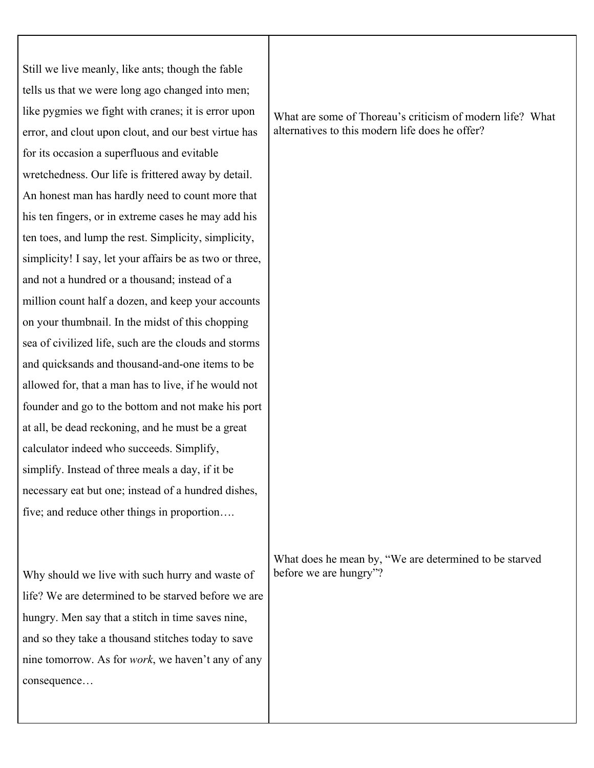| | |
|---|---|
| Still we live meanly, like ants; though the fable tells us that we were long ago changed into men; like pygmies we fight with cranes; it is error upon error, and clout upon clout, and our best virtue has for its occasion a superfluous and evitable wretchedness. Our life is frittered away by detail. An honest man has hardly need to count more that his ten fingers, or in extreme cases he may add his ten toes, and lump the rest. Simplicity, simplicity, simplicity! I say, let your affairs be as two or three, and not a hundred or a thousand; instead of a million count half a dozen, and keep your accounts on your thumbnail. In the midst of this chopping sea of civilized life, such are the clouds and storms and quicksands and thousand-and-one items to be allowed for, that a man has to live, if he would not founder and go to the bottom and not make his port at all, be dead reckoning, and he must be a great calculator indeed who succeeds. Simplify, simplify. Instead of three meals a day, if it be necessary eat but one; instead of a hundred dishes, five; and reduce other things in proportion…. | What are some of Thoreau's criticism of modern life? What alternatives to this modern life does he offer? |
| Why should we live with such hurry and waste of life? We are determined to be starved before we are hungry. Men say that a stitch in time saves nine, and so they take a thousand stitches today to save nine tomorrow. As for *work*, we haven't any of any consequence… | What does he mean by, "We are determined to be starved before we are hungry"? |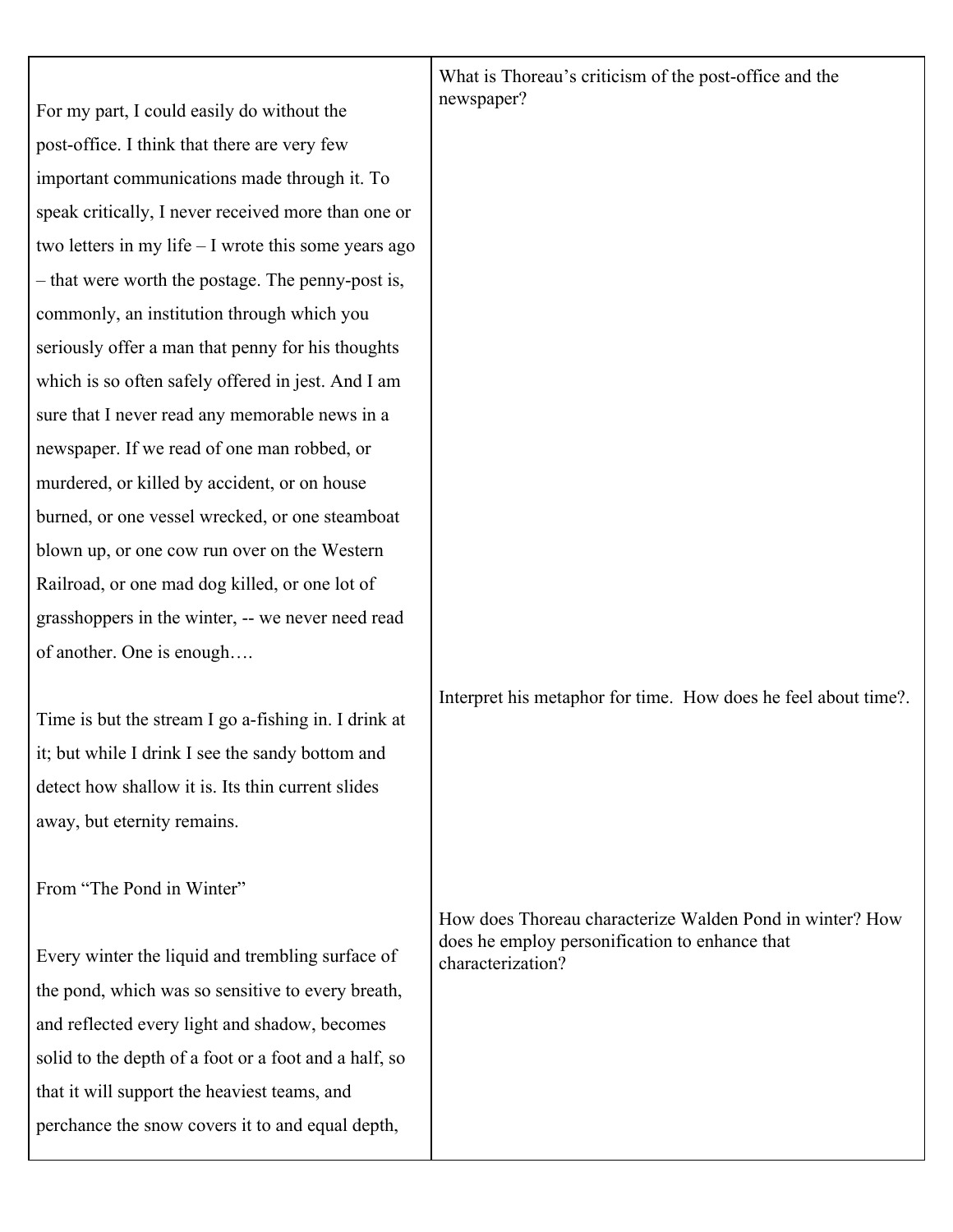| | |
|---|---|
| For my part, I could easily do without the post-office. I think that there are very few important communications made through it. To speak critically, I never received more than one or two letters in my life – I wrote this some years ago – that were worth the postage. The penny-post is, commonly, an institution through which you seriously offer a man that penny for his thoughts which is so often safely offered in jest. And I am sure that I never read any memorable news in a newspaper. If we read of one man robbed, or murdered, or killed by accident, or on house burned, or one vessel wrecked, or one steamboat blown up, or one cow run over on the Western Railroad, or one mad dog killed, or one lot of grasshoppers in the winter, -- we never need read of another. One is enough…. | What is Thoreau's criticism of the post-office and the newspaper? |
| Time is but the stream I go a-fishing in. I drink at it; but while I drink I see the sandy bottom and detect how shallow it is. Its thin current slides away, but eternity remains. | Interpret his metaphor for time. How does he feel about time?. |
| From "The Pond in Winter"<br><br>Every winter the liquid and trembling surface of the pond, which was so sensitive to every breath, and reflected every light and shadow, becomes solid to the depth of a foot or a foot and a half, so that it will support the heaviest teams, and perchance the snow covers it to and equal depth, | How does Thoreau characterize Walden Pond in winter? How does he employ personification to enhance that characterization? |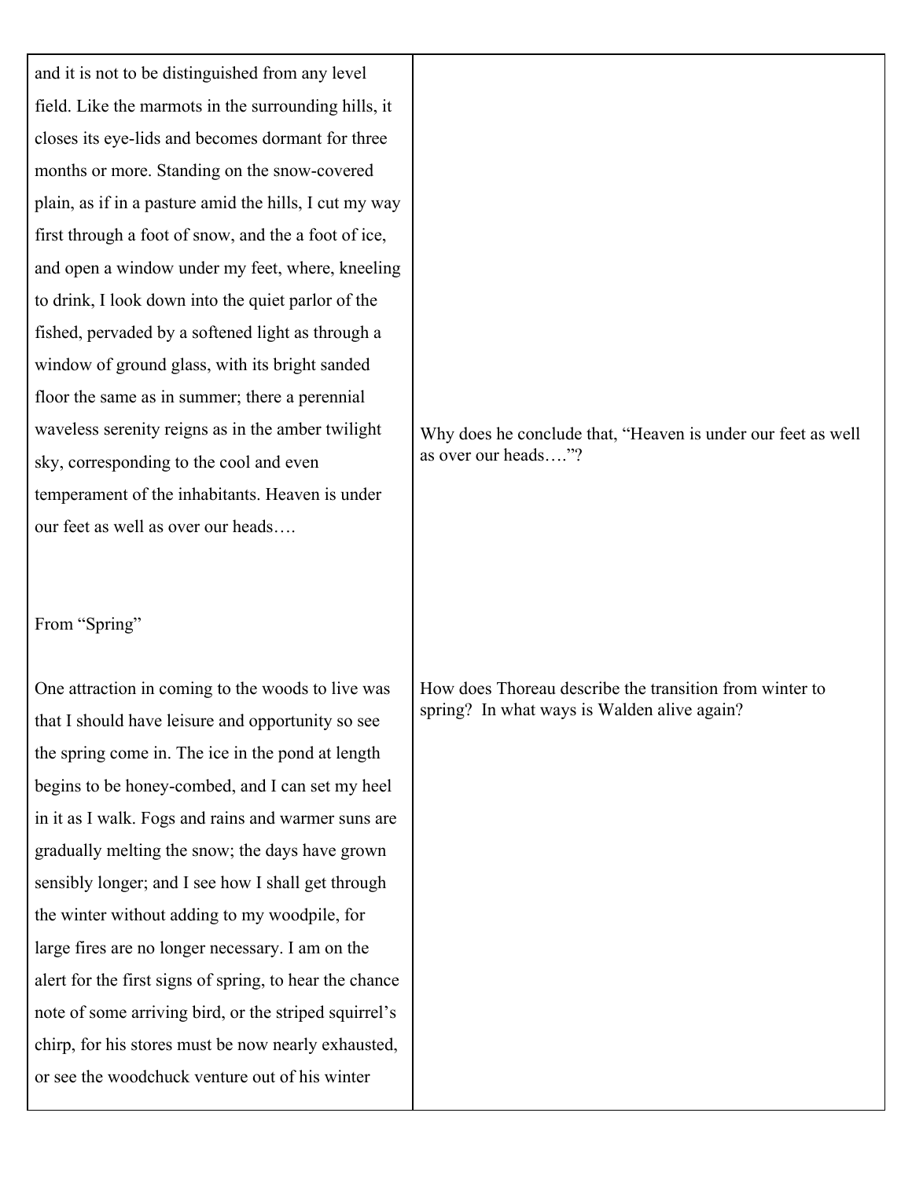| | |
|---|---|
| and it is not to be distinguished from any level field. Like the marmots in the surrounding hills, it closes its eye-lids and becomes dormant for three months or more. Standing on the snow-covered plain, as if in a pasture amid the hills, I cut my way first through a foot of snow, and the a foot of ice, and open a window under my feet, where, kneeling to drink, I look down into the quiet parlor of the fished, pervaded by a softened light as through a window of ground glass, with its bright sanded floor the same as in summer; there a perennial waveless serenity reigns as in the amber twilight sky, corresponding to the cool and even temperament of the inhabitants. Heaven is under our feet as well as over our heads…. | Why does he conclude that, "Heaven is under our feet as well as over our heads…."? |
| From "Spring" | |
| One attraction in coming to the woods to live was that I should have leisure and opportunity so see the spring come in. The ice in the pond at length begins to be honey-combed, and I can set my heel in it as I walk. Fogs and rains and warmer suns are gradually melting the snow; the days have grown sensibly longer; and I see how I shall get through the winter without adding to my woodpile, for large fires are no longer necessary. I am on the alert for the first signs of spring, to hear the chance note of some arriving bird, or the striped squirrel's chirp, for his stores must be now nearly exhausted, or see the woodchuck venture out of his winter | How does Thoreau describe the transition from winter to spring? In what ways is Walden alive again? |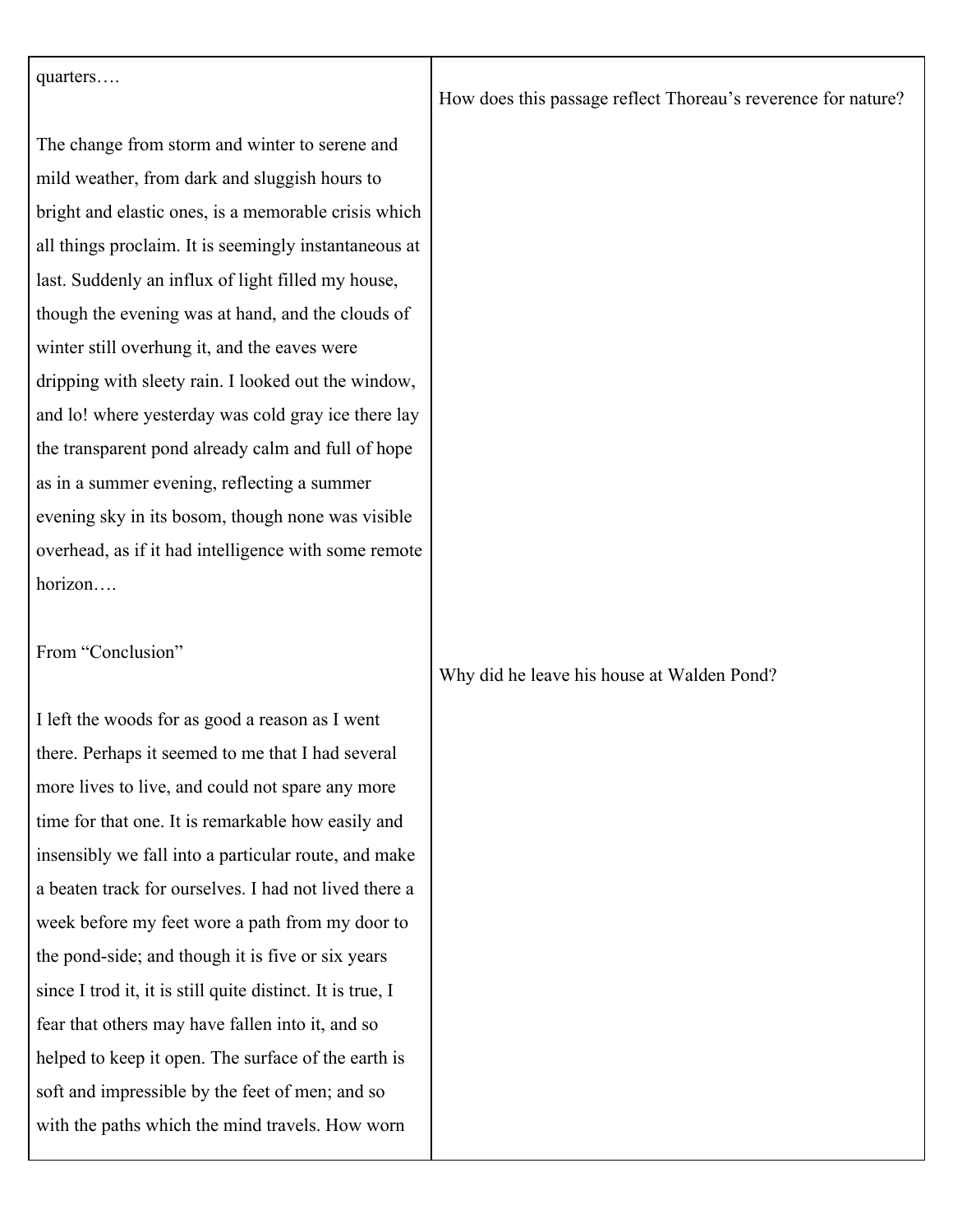| | |
|---|---|
| quarters….<br><br>The change from storm and winter to serene and mild weather, from dark and sluggish hours to bright and elastic ones, is a memorable crisis which all things proclaim. It is seemingly instantaneous at last. Suddenly an influx of light filled my house, though the evening was at hand, and the clouds of winter still overhung it, and the eaves were dripping with sleety rain. I looked out the window, and lo! where yesterday was cold gray ice there lay the transparent pond already calm and full of hope as in a summer evening, reflecting a summer evening sky in its bosom, though none was visible overhead, as if it had intelligence with some remote horizon…. | How does this passage reflect Thoreau's reverence for nature? |
| From "Conclusion"<br><br>I left the woods for as good a reason as I went there. Perhaps it seemed to me that I had several more lives to live, and could not spare any more time for that one. It is remarkable how easily and insensibly we fall into a particular route, and make a beaten track for ourselves. I had not lived there a week before my feet wore a path from my door to the pond-side; and though it is five or six years since I trod it, it is still quite distinct. It is true, I fear that others may have fallen into it, and so helped to keep it open. The surface of the earth is soft and impressible by the feet of men; and so with the paths which the mind travels. How worn | Why did he leave his house at Walden Pond? |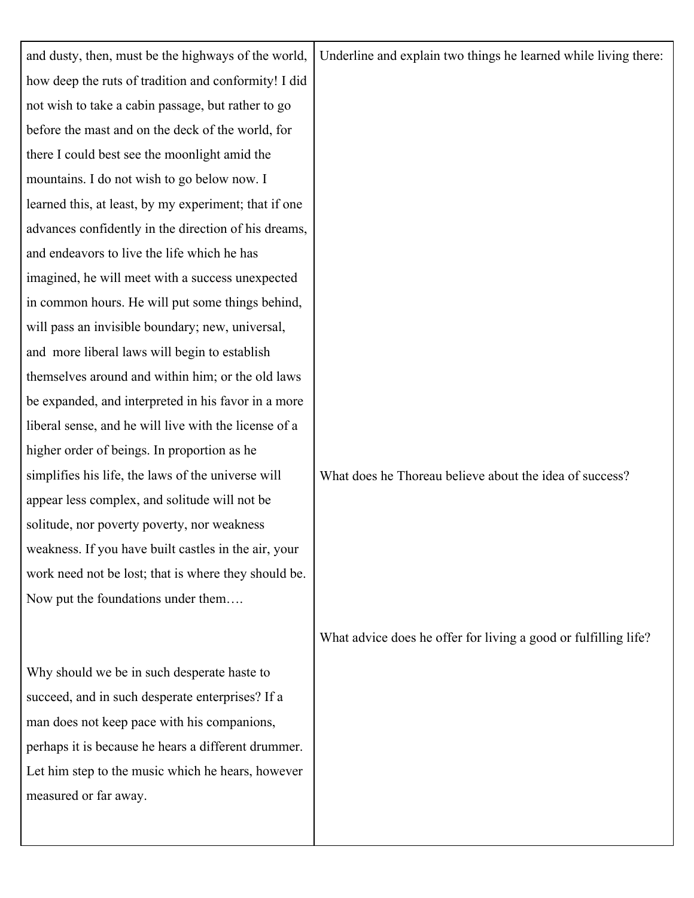| | |
|---|---|
| and dusty, then, must be the highways of the world, how deep the ruts of tradition and conformity! I did not wish to take a cabin passage, but rather to go before the mast and on the deck of the world, for there I could best see the moonlight amid the mountains. I do not wish to go below now. I learned this, at least, by my experiment; that if one advances confidently in the direction of his dreams, and endeavors to live the life which he has imagined, he will meet with a success unexpected in common hours. He will put some things behind, will pass an invisible boundary; new, universal, and more liberal laws will begin to establish themselves around and within him; or the old laws be expanded, and interpreted in his favor in a more liberal sense, and he will live with the license of a higher order of beings. In proportion as he simplifies his life, the laws of the universe will appear less complex, and solitude will not be solitude, nor poverty poverty, nor weakness weakness. If you have built castles in the air, your work need not be lost; that is where they should be. Now put the foundations under them…. | Underline and explain two things he learned while living there: |
| | What does he Thoreau believe about the idea of success? |
| Why should we be in such desperate haste to succeed, and in such desperate enterprises? If a man does not keep pace with his companions, perhaps it is because he hears a different drummer. Let him step to the music which he hears, however measured or far away. | What advice does he offer for living a good or fulfilling life? |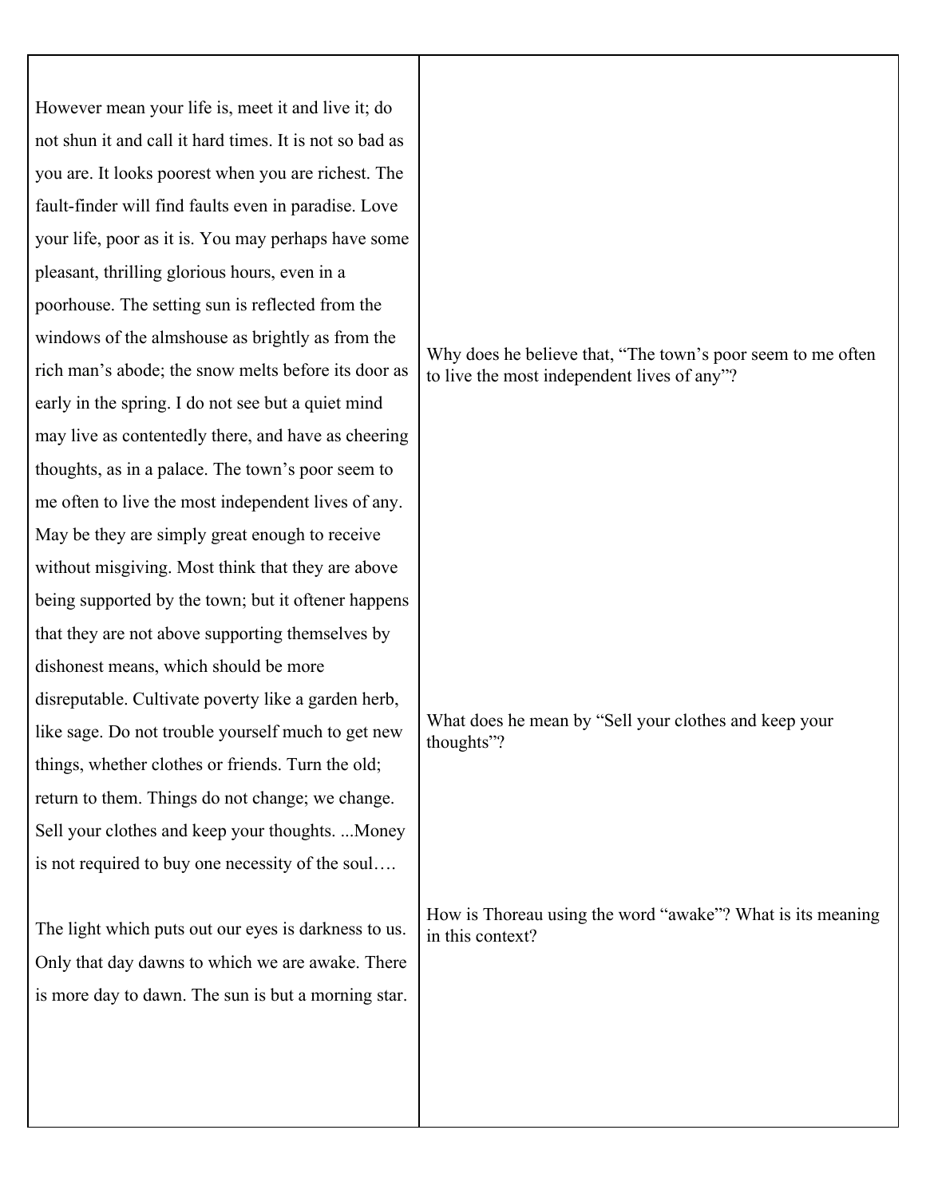| | |
|---|---|
| However mean your life is, meet it and live it; do not shun it and call it hard times. It is not so bad as you are. It looks poorest when you are richest. The fault-finder will find faults even in paradise. Love your life, poor as it is. You may perhaps have some pleasant, thrilling glorious hours, even in a poorhouse. The setting sun is reflected from the windows of the almshouse as brightly as from the rich man's abode; the snow melts before its door as early in the spring. I do not see but a quiet mind may live as contentedly there, and have as cheering thoughts, as in a palace. The town's poor seem to me often to live the most independent lives of any. May be they are simply great enough to receive without misgiving. Most think that they are above being supported by the town; but it oftener happens that they are not above supporting themselves by dishonest means, which should be more disreputable. Cultivate poverty like a garden herb, like sage. Do not trouble yourself much to get new things, whether clothes or friends. Turn the old; return to them. Things do not change; we change. Sell your clothes and keep your thoughts. ...Money is not required to buy one necessity of the soul…. | Why does he believe that, "The town's poor seem to me often to live the most independent lives of any"?<br><br>What does he mean by "Sell your clothes and keep your thoughts"? |
| The light which puts out our eyes is darkness to us. Only that day dawns to which we are awake. There is more day to dawn. The sun is but a morning star. | How is Thoreau using the word "awake"? What is its meaning in this context? |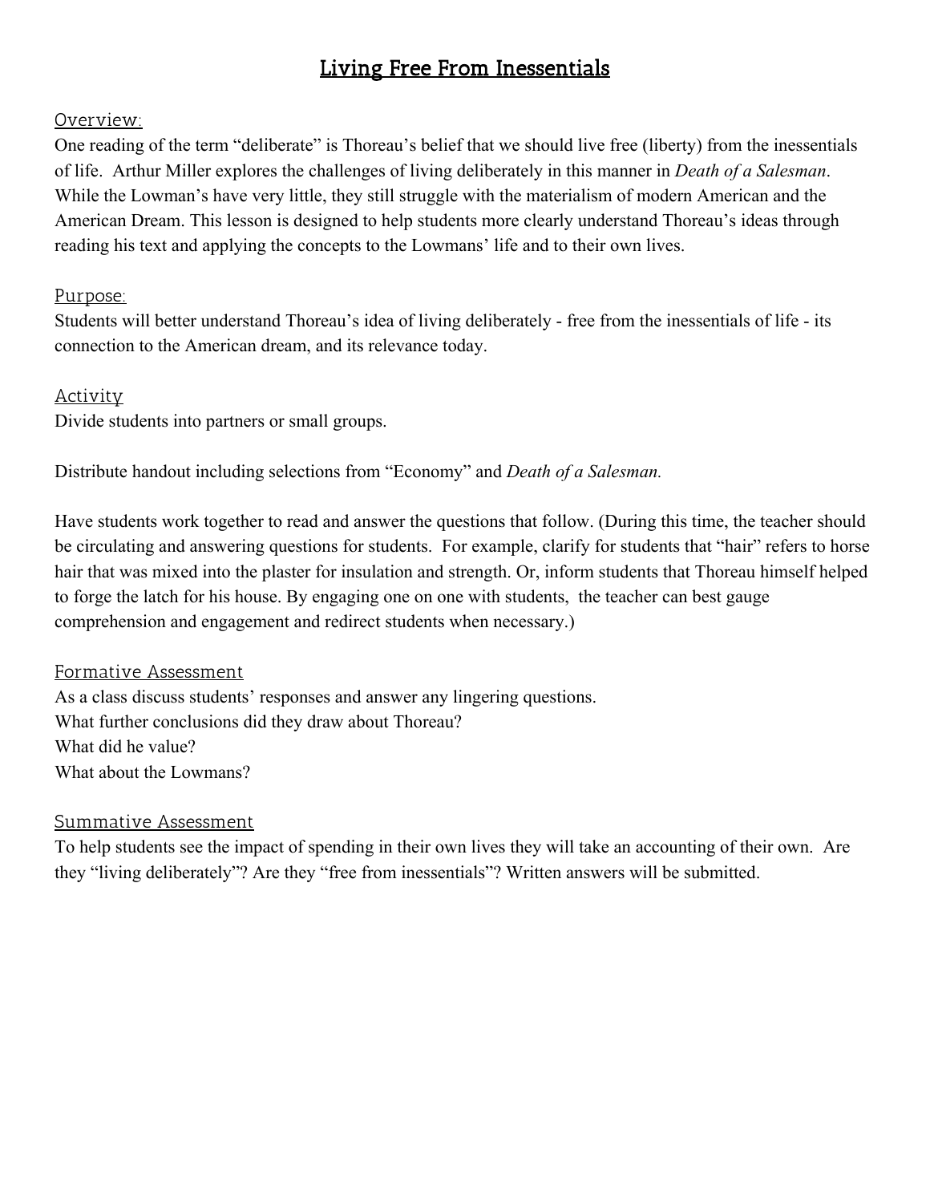# Living Free From Inessentials

## Overview:

One reading of the term "deliberate" is Thoreau's belief that we should live free (liberty) from the inessentials of life. Arthur Miller explores the challenges of living deliberately in this manner in *Death of a Salesman*. While the Lowman's have very little, they still struggle with the materialism of modern American and the American Dream. This lesson is designed to help students more clearly understand Thoreau's ideas through reading his text and applying the concepts to the Lowmans' life and to their own lives.

## Purpose:

Students will better understand Thoreau's idea of living deliberately - free from the inessentials of life - its connection to the American dream, and its relevance today.

## Activity

Divide students into partners or small groups.

Distribute handout including selections from "Economy" and *Death of a Salesman.*

Have students work together to read and answer the questions that follow. (During this time, the teacher should be circulating and answering questions for students. For example, clarify for students that "hair" refers to horse hair that was mixed into the plaster for insulation and strength. Or, inform students that Thoreau himself helped to forge the latch for his house. By engaging one on one with students, the teacher can best gauge comprehension and engagement and redirect students when necessary.)

## Formative Assessment

As a class discuss students' responses and answer any lingering questions.
What further conclusions did they draw about Thoreau?
What did he value?
What about the Lowmans?

## Summative Assessment

To help students see the impact of spending in their own lives they will take an accounting of their own. Are they "living deliberately"? Are they "free from inessentials"? Written answers will be submitted.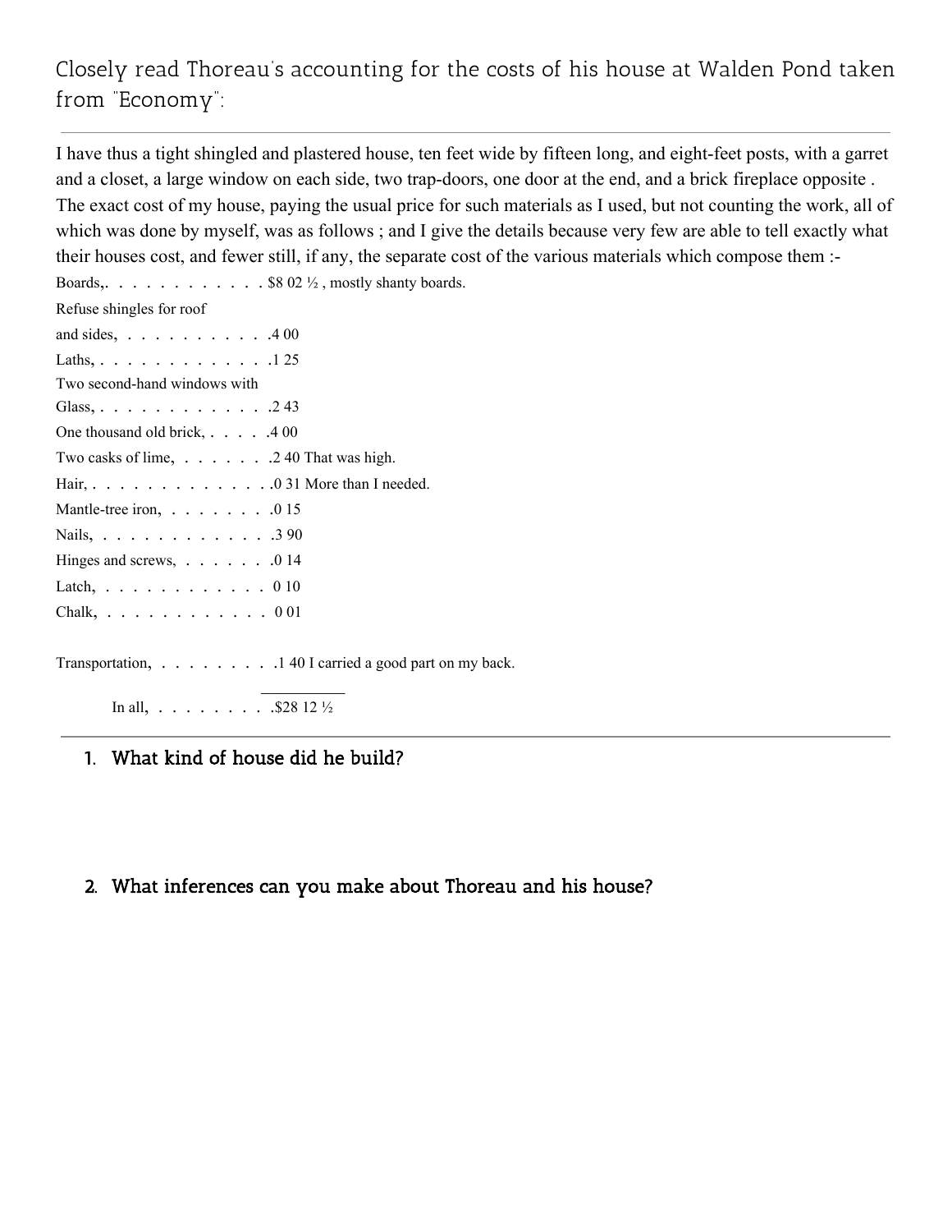Closely read Thoreau's accounting for the costs of his house at Walden Pond taken from "Economy":

---

I have thus a tight shingled and plastered house, ten feet wide by fifteen long, and eight-feet posts, with a garret and a closet, a large window on each side, two trap-doors, one door at the end, and a brick fireplace opposite . The exact cost of my house, paying the usual price for such materials as I used, but not counting the work, all of which was done by myself, was as follows ; and I give the details because very few are able to tell exactly what their houses cost, and fewer still, if any, the separate cost of the various materials which compose them :-

Boards,. . . . . . . . . . . . $8 02 ½ , mostly shanty boards.

Refuse shingles for roof
and sides, . . . . . . . . . . .4 00

Laths, . . . . . . . . . . . . .1 25

Two second-hand windows with
Glass, . . . . . . . . . . . . .2 43

One thousand old brick, . . . . .4 00

Two casks of lime, . . . . . . .2 40 That was high.

Hair, . . . . . . . . . . . . . .0 31 More than I needed.

Mantle-tree iron, . . . . . . . .0 15

Nails, . . . . . . . . . . . . .3 90

Hinges and screws, . . . . . . .0 14

Latch, . . . . . . . . . . . . 0 10

Chalk, . . . . . . . . . . . . 0 01

Transportation, . . . . . . . . .1 40 I carried a good part on my back.

In all, . . . . . . . . .$28 12 ½

---

1. What kind of house did he build?

2. What inferences can you make about Thoreau and his house?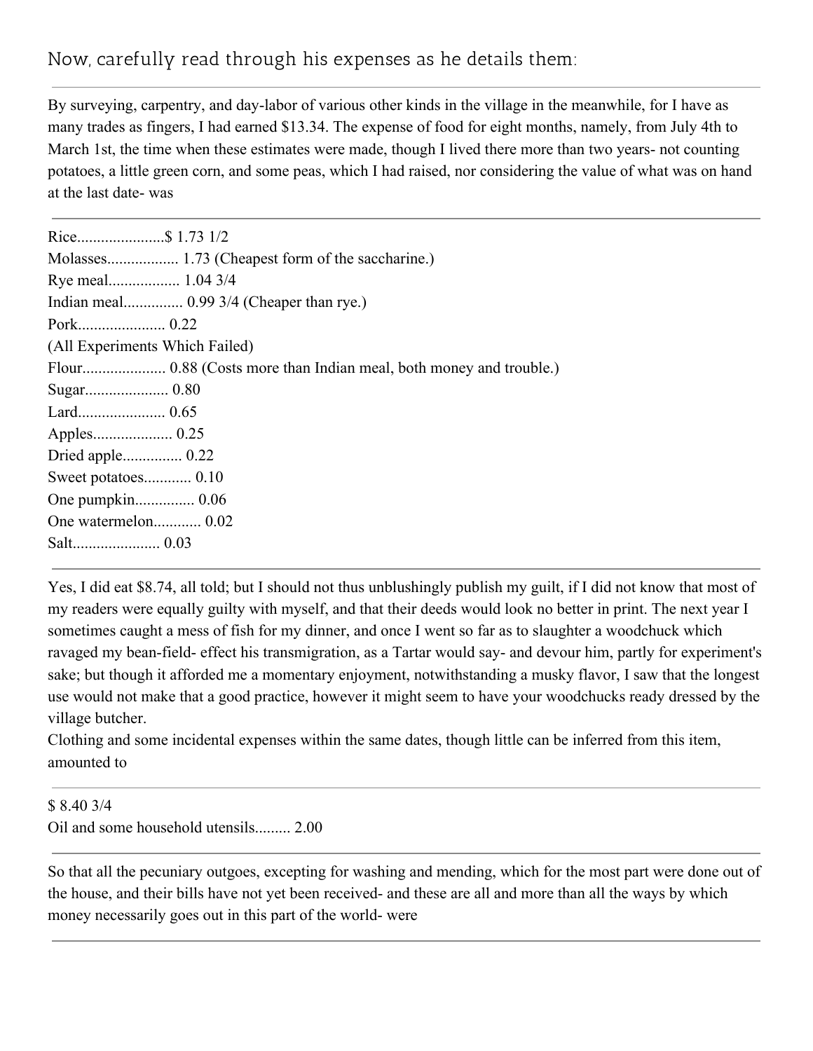## Now, carefully read through his expenses as he details them:

---

By surveying, carpentry, and day-labor of various other kinds in the village in the meanwhile, for I have as many trades as fingers, I had earned $13.34. The expense of food for eight months, namely, from July 4th to March 1st, the time when these estimates were made, though I lived there more than two years- not counting potatoes, a little green corn, and some peas, which I had raised, nor considering the value of what was on hand at the last date- was

---

Rice......................$ 1.73 1/2
Molasses.................. 1.73 (Cheapest form of the saccharine.)
Rye meal.................. 1.04 3/4
Indian meal............... 0.99 3/4 (Cheaper than rye.)
Pork...................... 0.22
(All Experiments Which Failed)
Flour..................... 0.88 (Costs more than Indian meal, both money and trouble.)
Sugar..................... 0.80
Lard...................... 0.65
Apples.................... 0.25
Dried apple............... 0.22
Sweet potatoes............ 0.10
One pumpkin............... 0.06
One watermelon............ 0.02
Salt...................... 0.03

---

Yes, I did eat $8.74, all told; but I should not thus unblushingly publish my guilt, if I did not know that most of my readers were equally guilty with myself, and that their deeds would look no better in print. The next year I sometimes caught a mess of fish for my dinner, and once I went so far as to slaughter a woodchuck which ravaged my bean-field- effect his transmigration, as a Tartar would say- and devour him, partly for experiment's sake; but though it afforded me a momentary enjoyment, notwithstanding a musky flavor, I saw that the longest use would not make that a good practice, however it might seem to have your woodchucks ready dressed by the village butcher.
Clothing and some incidental expenses within the same dates, though little can be inferred from this item, amounted to

---

$ 8.40 3/4
Oil and some household utensils......... 2.00

---

So that all the pecuniary outgoes, excepting for washing and mending, which for the most part were done out of the house, and their bills have not yet been received- and these are all and more than all the ways by which money necessarily goes out in this part of the world- were

---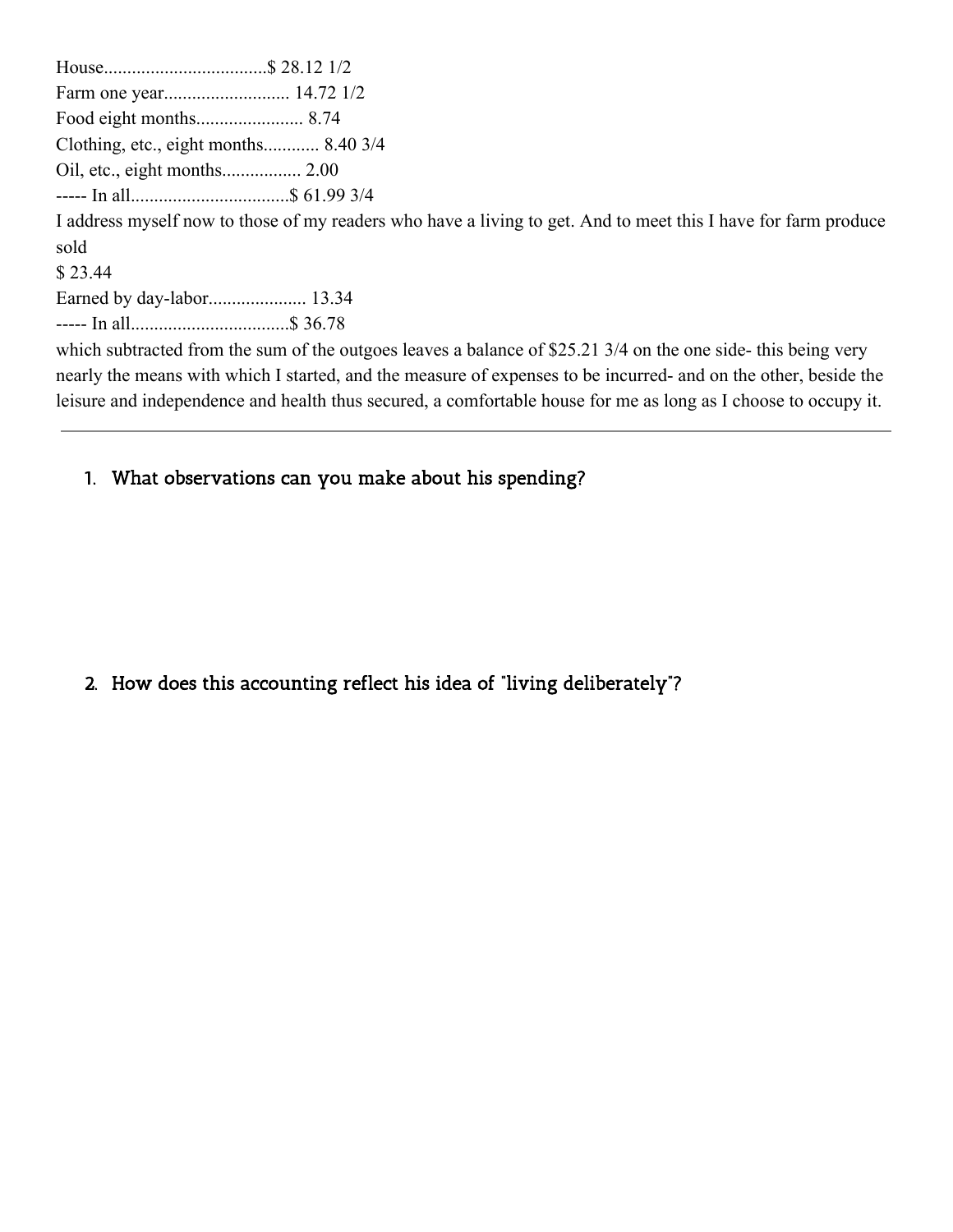House..................................$ 28.12 1/2
Farm one year.......................... 14.72 1/2
Food eight months...................... 8.74
Clothing, etc., eight months............ 8.40 3/4
Oil, etc., eight months................. 2.00
----- In all.................................$ 61.99 3/4

I address myself now to those of my readers who have a living to get. And to meet this I have for farm produce sold

$ 23.44
Earned by day-labor.................... 13.34
----- In all.................................$ 36.78

which subtracted from the sum of the outgoes leaves a balance of $25.21 3/4 on the one side- this being very nearly the means with which I started, and the measure of expenses to be incurred- and on the other, beside the leisure and independence and health thus secured, a comfortable house for me as long as I choose to occupy it.

---

1. What observations can you make about his spending?

2. How does this accounting reflect his idea of "living deliberately"?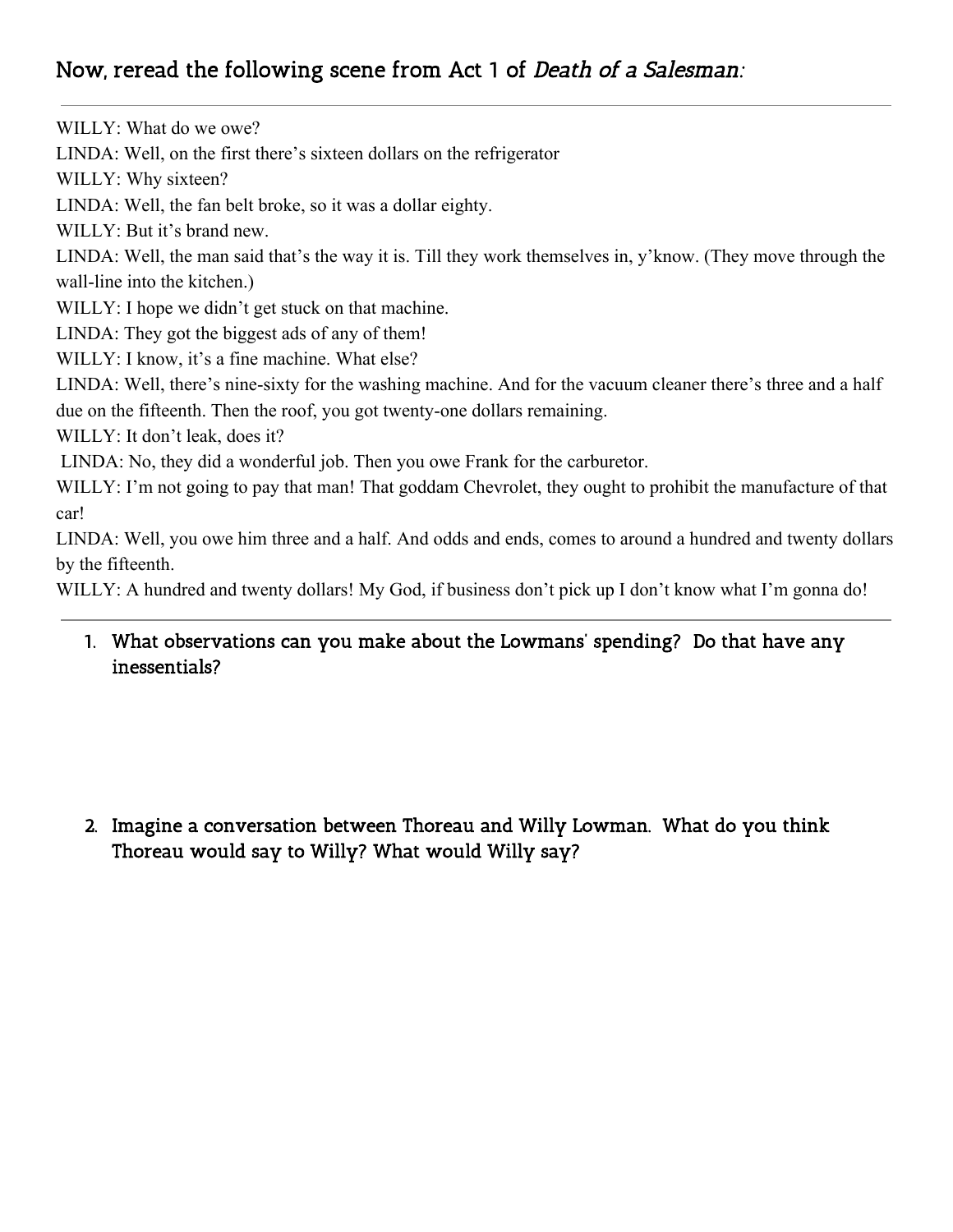## Now, reread the following scene from Act 1 of *Death of a Salesman*:

---

WILLY: What do we owe?

LINDA: Well, on the first there's sixteen dollars on the refrigerator

WILLY: Why sixteen?

LINDA: Well, the fan belt broke, so it was a dollar eighty.

WILLY: But it's brand new.

LINDA: Well, the man said that's the way it is. Till they work themselves in, y'know. (They move through the wall-line into the kitchen.)

WILLY: I hope we didn't get stuck on that machine.

LINDA: They got the biggest ads of any of them!

WILLY: I know, it's a fine machine. What else?

LINDA: Well, there's nine-sixty for the washing machine. And for the vacuum cleaner there's three and a half due on the fifteenth. Then the roof, you got twenty-one dollars remaining.

WILLY: It don't leak, does it?

LINDA: No, they did a wonderful job. Then you owe Frank for the carburetor.

WILLY: I'm not going to pay that man! That goddam Chevrolet, they ought to prohibit the manufacture of that car!

LINDA: Well, you owe him three and a half. And odds and ends, comes to around a hundred and twenty dollars by the fifteenth.

WILLY: A hundred and twenty dollars! My God, if business don't pick up I don't know what I'm gonna do!

---

1. What observations can you make about the Lowmans' spending? Do that have any inessentials?

2. Imagine a conversation between Thoreau and Willy Lowman. What do you think Thoreau would say to Willy? What would Willy say?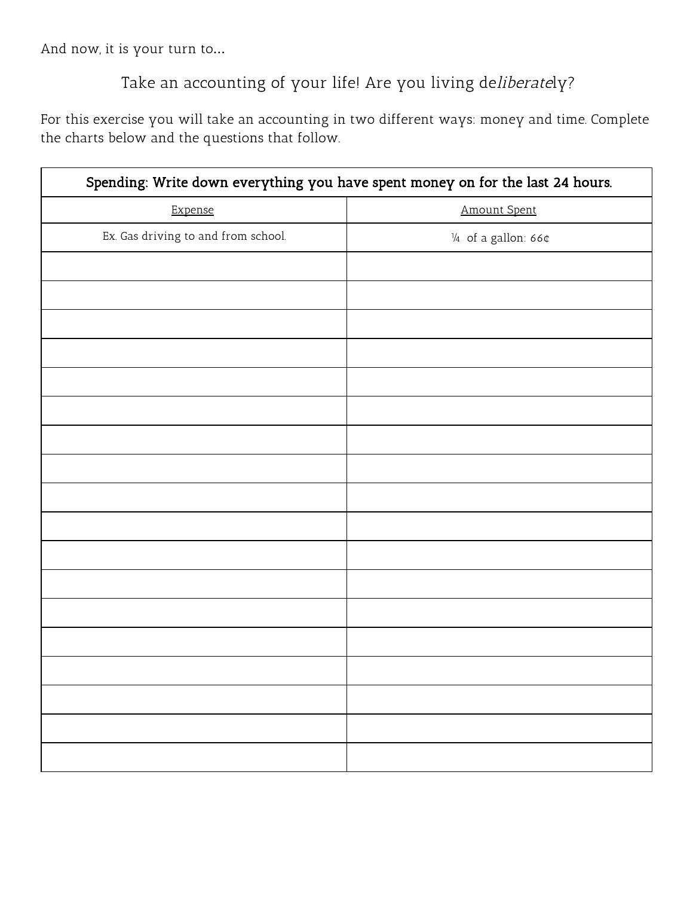And now, it is your turn to...

## Take an accounting of your life! Are you living de*liberate*ly?

For this exercise you will take an accounting in two different ways: money and time. Complete the charts below and the questions that follow.

| **Spending: Write down everything you have spent money on for the last 24 hours.** | |
|---|---|
| Expense | Amount Spent |
| Ex. Gas driving to and from school. | ¼ of a gallon: 66¢ |
| | |
| | |
| | |
| | |
| | |
| | |
| | |
| | |
| | |
| | |
| | |
| | |
| | |
| | |
| | |
| | |
| | |
| | |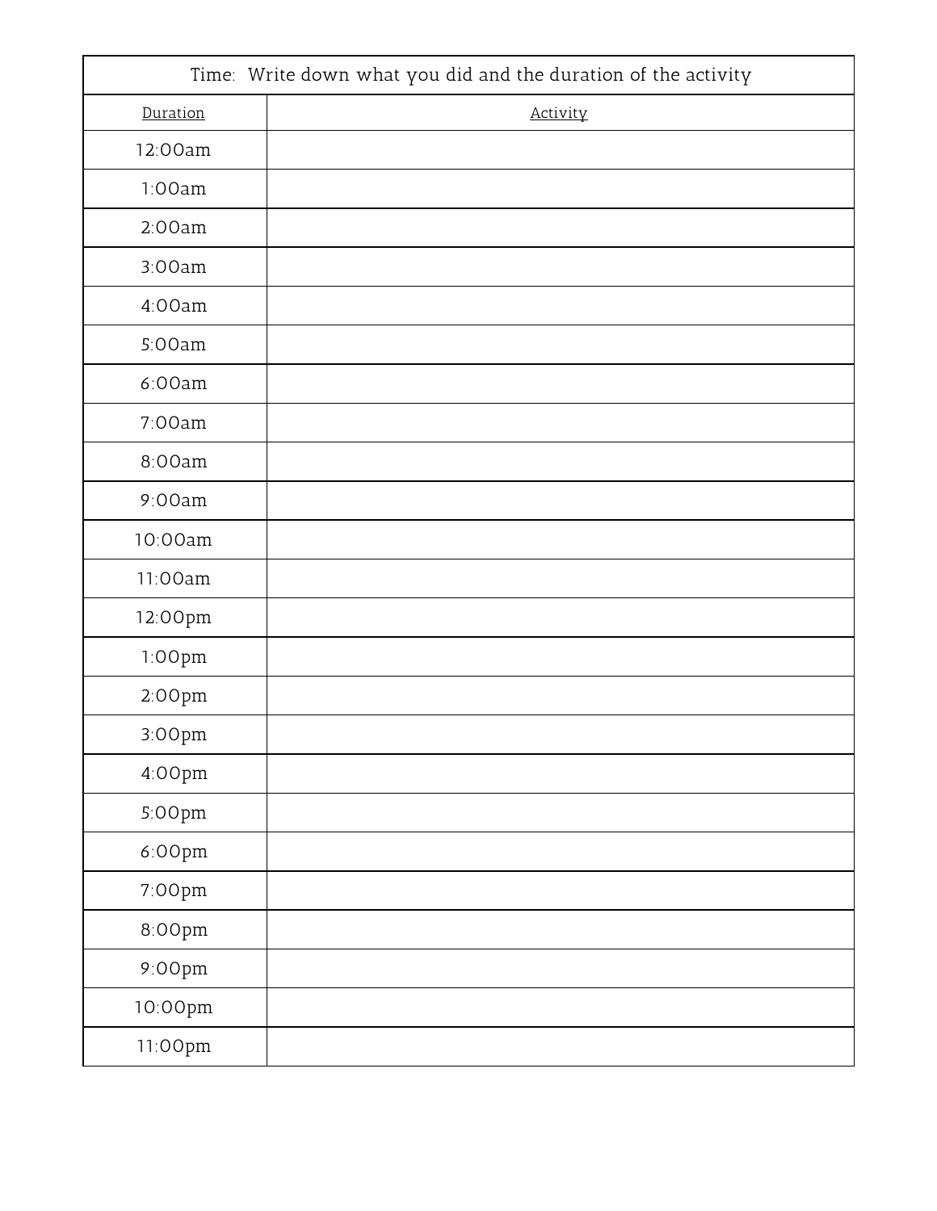| Time: Write down what you did and the duration of the activity | |
|---|---|
| Duration | Activity |
| 12:00am | |
| 1:00am | |
| 2:00am | |
| 3:00am | |
| 4:00am | |
| 5:00am | |
| 6:00am | |
| 7:00am | |
| 8:00am | |
| 9:00am | |
| 10:00am | |
| 11:00am | |
| 12:00pm | |
| 1:00pm | |
| 2:00pm | |
| 3:00pm | |
| 4:00pm | |
| 5:00pm | |
| 6:00pm | |
| 7:00pm | |
| 8:00pm | |
| 9:00pm | |
| 10:00pm | |
| 11:00pm | |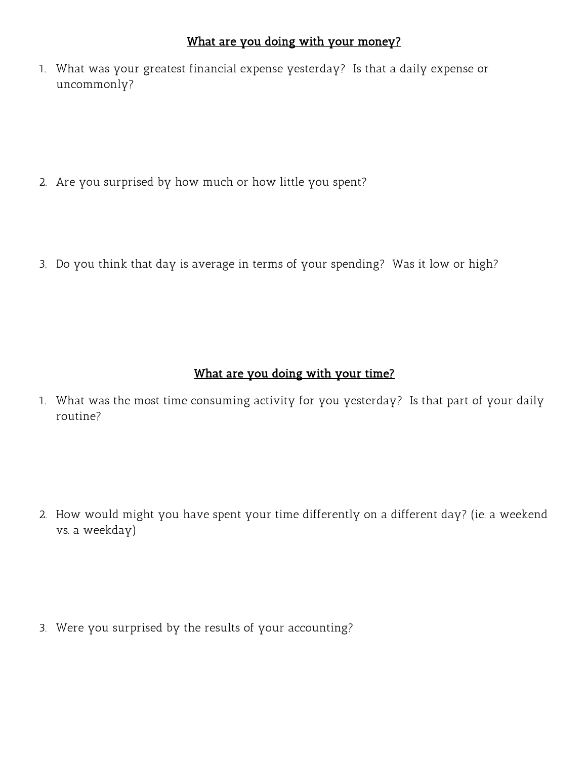## <u>What are you doing with your money?</u>

1. What was your greatest financial expense yesterday? Is that a daily expense or uncommonly?

2. Are you surprised by how much or how little you spent?

3. Do you think that day is average in terms of your spending? Was it low or high?

## <u>What are you doing with your time?</u>

1. What was the most time consuming activity for you yesterday? Is that part of your daily routine?

2. How would might you have spent your time differently on a different day? (ie. a weekend vs. a weekday)

3. Were you surprised by the results of your accounting?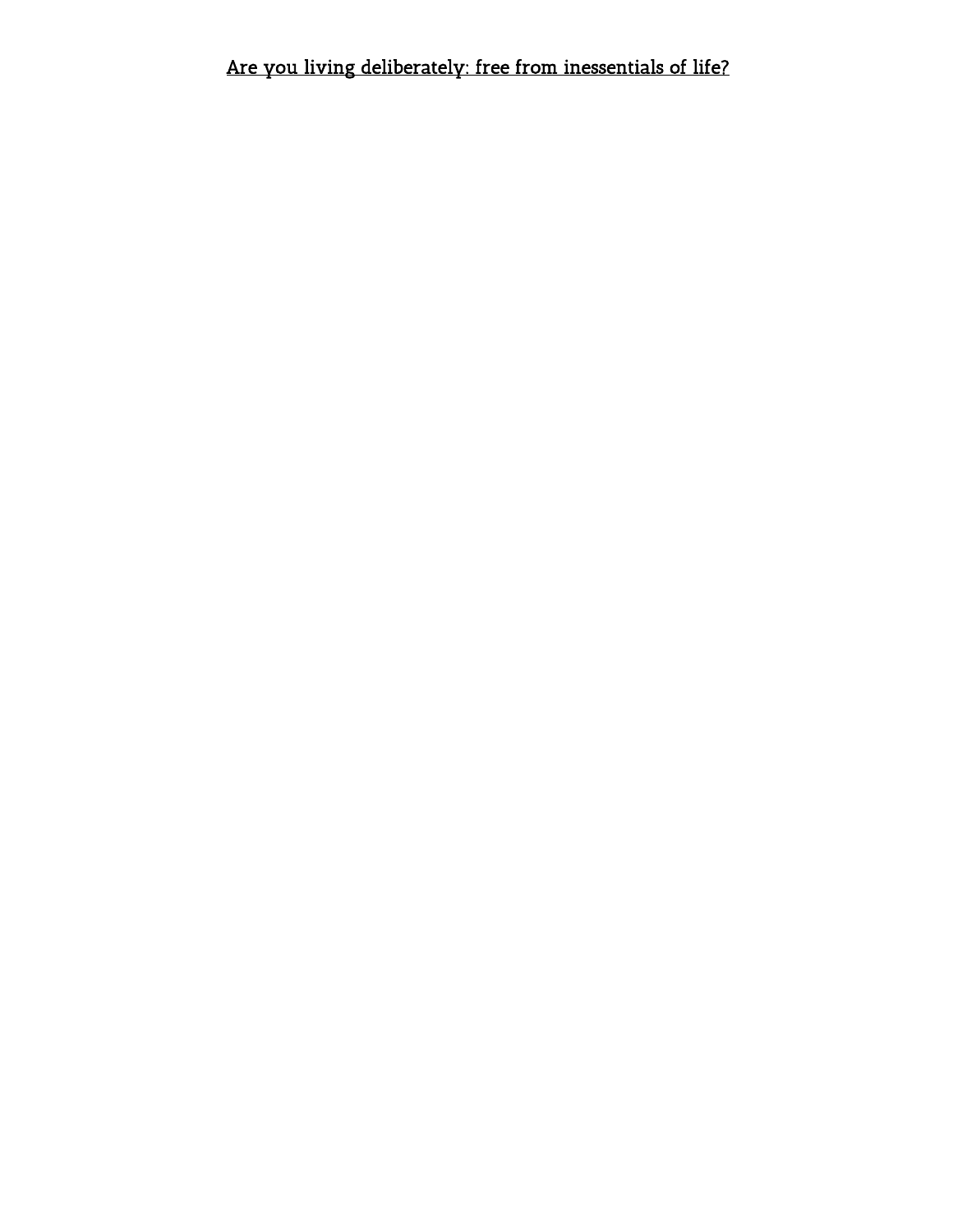**Are you living deliberately: free from inessentials of life?**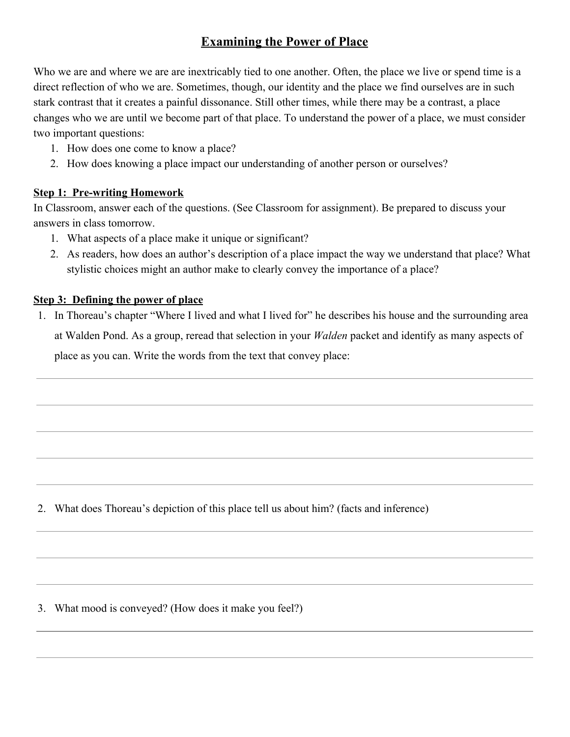# Examining the Power of Place

Who we are and where we are are inextricably tied to one another. Often, the place we live or spend time is a direct reflection of who we are. Sometimes, though, our identity and the place we find ourselves are in such stark contrast that it creates a painful dissonance. Still other times, while there may be a contrast, a place changes who we are until we become part of that place. To understand the power of a place, we must consider two important questions:

1. How does one come to know a place?
2. How does knowing a place impact our understanding of another person or ourselves?

**Step 1: Pre-writing Homework**

In Classroom, answer each of the questions. (See Classroom for assignment). Be prepared to discuss your answers in class tomorrow.

1. What aspects of a place make it unique or significant?
2. As readers, how does an author's description of a place impact the way we understand that place? What stylistic choices might an author make to clearly convey the importance of a place?

**Step 3: Defining the power of place**

1. In Thoreau's chapter "Where I lived and what I lived for" he describes his house and the surrounding area at Walden Pond. As a group, reread that selection in your *Walden* packet and identify as many aspects of place as you can. Write the words from the text that convey place:

2. What does Thoreau's depiction of this place tell us about him? (facts and inference)

3. What mood is conveyed? (How does it make you feel?)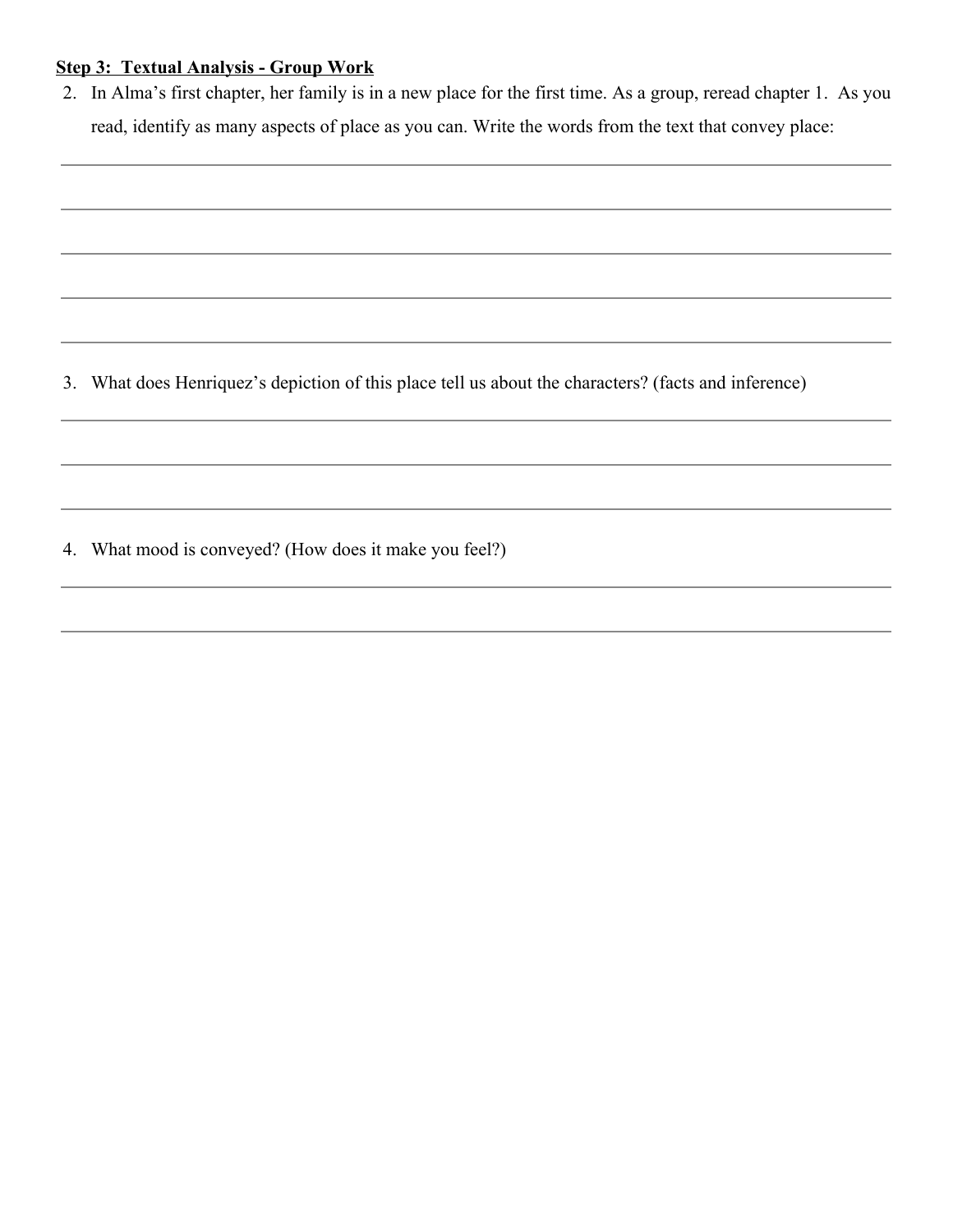**Step 3: Textual Analysis - Group Work**

2. In Alma's first chapter, her family is in a new place for the first time. As a group, reread chapter 1. As you read, identify as many aspects of place as you can. Write the words from the text that convey place:

_______________________________________________

_______________________________________________

_______________________________________________

_______________________________________________

_______________________________________________

3. What does Henriquez's depiction of this place tell us about the characters? (facts and inference)

_______________________________________________

_______________________________________________

_______________________________________________

4. What mood is conveyed? (How does it make you feel?)

_______________________________________________

_______________________________________________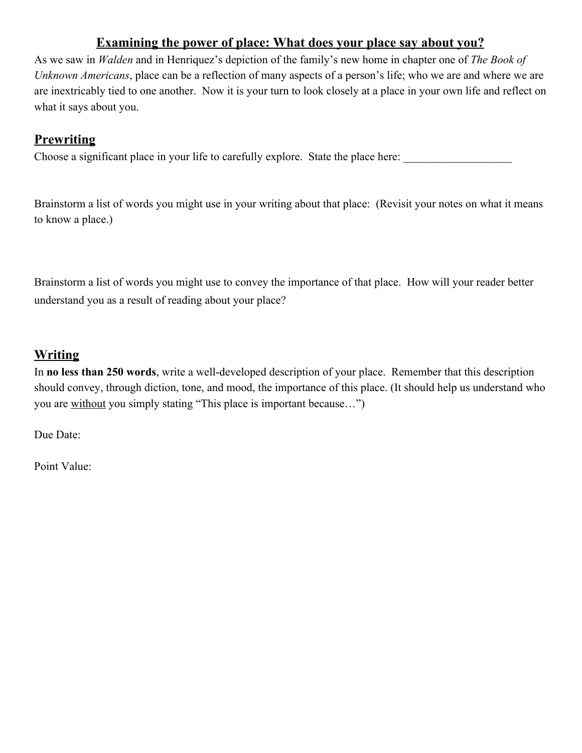# <u>Examining the power of place: What does your place say about you?</u>

As we saw in *Walden* and in Henriquez's depiction of the family's new home in chapter one of *The Book of Unknown Americans*, place can be a reflection of many aspects of a person's life; who we are and where we are are inextricably tied to one another. Now it is your turn to look closely at a place in your own life and reflect on what it says about you.

## <u>Prewriting</u>

Choose a significant place in your life to carefully explore. State the place here: ___________________

Brainstorm a list of words you might use in your writing about that place: (Revisit your notes on what it means to know a place.)

Brainstorm a list of words you might use to convey the importance of that place. How will your reader better understand you as a result of reading about your place?

## <u>Writing</u>

In **no less than 250 words**, write a well-developed description of your place. Remember that this description should convey, through diction, tone, and mood, the importance of this place. (It should help us understand who you are <u>without</u> you simply stating "This place is important because…")

Due Date:

Point Value: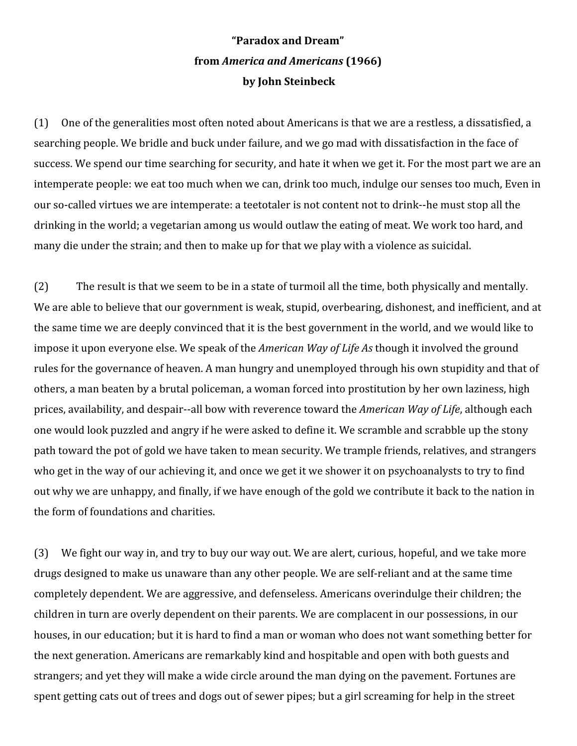**"Paradox and Dream"**

**from *America and Americans* (1966)**

**by John Steinbeck**

(1) One of the generalities most often noted about Americans is that we are a restless, a dissatisfied, a searching people. We bridle and buck under failure, and we go mad with dissatisfaction in the face of success. We spend our time searching for security, and hate it when we get it. For the most part we are an intemperate people: we eat too much when we can, drink too much, indulge our senses too much, Even in our so-called virtues we are intemperate: a teetotaler is not content not to drink--he must stop all the drinking in the world; a vegetarian among us would outlaw the eating of meat. We work too hard, and many die under the strain; and then to make up for that we play with a violence as suicidal.

(2) The result is that we seem to be in a state of turmoil all the time, both physically and mentally. We are able to believe that our government is weak, stupid, overbearing, dishonest, and inefficient, and at the same time we are deeply convinced that it is the best government in the world, and we would like to impose it upon everyone else. We speak of the *American Way of Life As* though it involved the ground rules for the governance of heaven. A man hungry and unemployed through his own stupidity and that of others, a man beaten by a brutal policeman, a woman forced into prostitution by her own laziness, high prices, availability, and despair--all bow with reverence toward the *American Way of Life*, although each one would look puzzled and angry if he were asked to define it. We scramble and scrabble up the stony path toward the pot of gold we have taken to mean security. We trample friends, relatives, and strangers who get in the way of our achieving it, and once we get it we shower it on psychoanalysts to try to find out why we are unhappy, and finally, if we have enough of the gold we contribute it back to the nation in the form of foundations and charities.

(3) We fight our way in, and try to buy our way out. We are alert, curious, hopeful, and we take more drugs designed to make us unaware than any other people. We are self-reliant and at the same time completely dependent. We are aggressive, and defenseless. Americans overindulge their children; the children in turn are overly dependent on their parents. We are complacent in our possessions, in our houses, in our education; but it is hard to find a man or woman who does not want something better for the next generation. Americans are remarkably kind and hospitable and open with both guests and strangers; and yet they will make a wide circle around the man dying on the pavement. Fortunes are spent getting cats out of trees and dogs out of sewer pipes; but a girl screaming for help in the street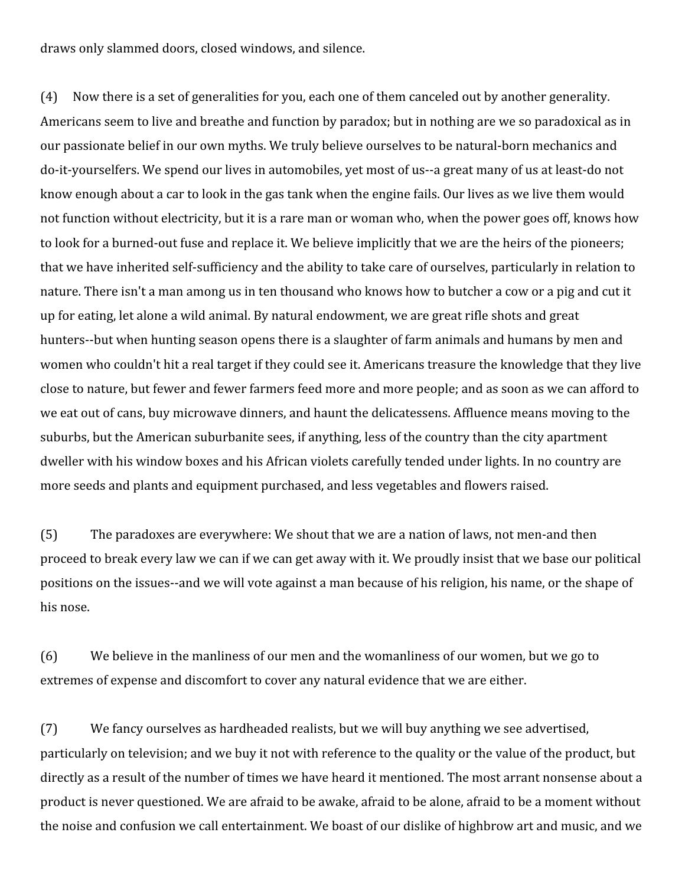draws only slammed doors, closed windows, and silence.

(4) Now there is a set of generalities for you, each one of them canceled out by another generality. Americans seem to live and breathe and function by paradox; but in nothing are we so paradoxical as in our passionate belief in our own myths. We truly believe ourselves to be natural-born mechanics and do-it-yourselfers. We spend our lives in automobiles, yet most of us--a great many of us at least-do not know enough about a car to look in the gas tank when the engine fails. Our lives as we live them would not function without electricity, but it is a rare man or woman who, when the power goes off, knows how to look for a burned-out fuse and replace it. We believe implicitly that we are the heirs of the pioneers; that we have inherited self-sufficiency and the ability to take care of ourselves, particularly in relation to nature. There isn't a man among us in ten thousand who knows how to butcher a cow or a pig and cut it up for eating, let alone a wild animal. By natural endowment, we are great rifle shots and great hunters--but when hunting season opens there is a slaughter of farm animals and humans by men and women who couldn't hit a real target if they could see it. Americans treasure the knowledge that they live close to nature, but fewer and fewer farmers feed more and more people; and as soon as we can afford to we eat out of cans, buy microwave dinners, and haunt the delicatessens. Affluence means moving to the suburbs, but the American suburbanite sees, if anything, less of the country than the city apartment dweller with his window boxes and his African violets carefully tended under lights. In no country are more seeds and plants and equipment purchased, and less vegetables and flowers raised.

(5) The paradoxes are everywhere: We shout that we are a nation of laws, not men-and then proceed to break every law we can if we can get away with it. We proudly insist that we base our political positions on the issues--and we will vote against a man because of his religion, his name, or the shape of his nose.

(6) We believe in the manliness of our men and the womanliness of our women, but we go to extremes of expense and discomfort to cover any natural evidence that we are either.

(7) We fancy ourselves as hardheaded realists, but we will buy anything we see advertised, particularly on television; and we buy it not with reference to the quality or the value of the product, but directly as a result of the number of times we have heard it mentioned. The most arrant nonsense about a product is never questioned. We are afraid to be awake, afraid to be alone, afraid to be a moment without the noise and confusion we call entertainment. We boast of our dislike of highbrow art and music, and we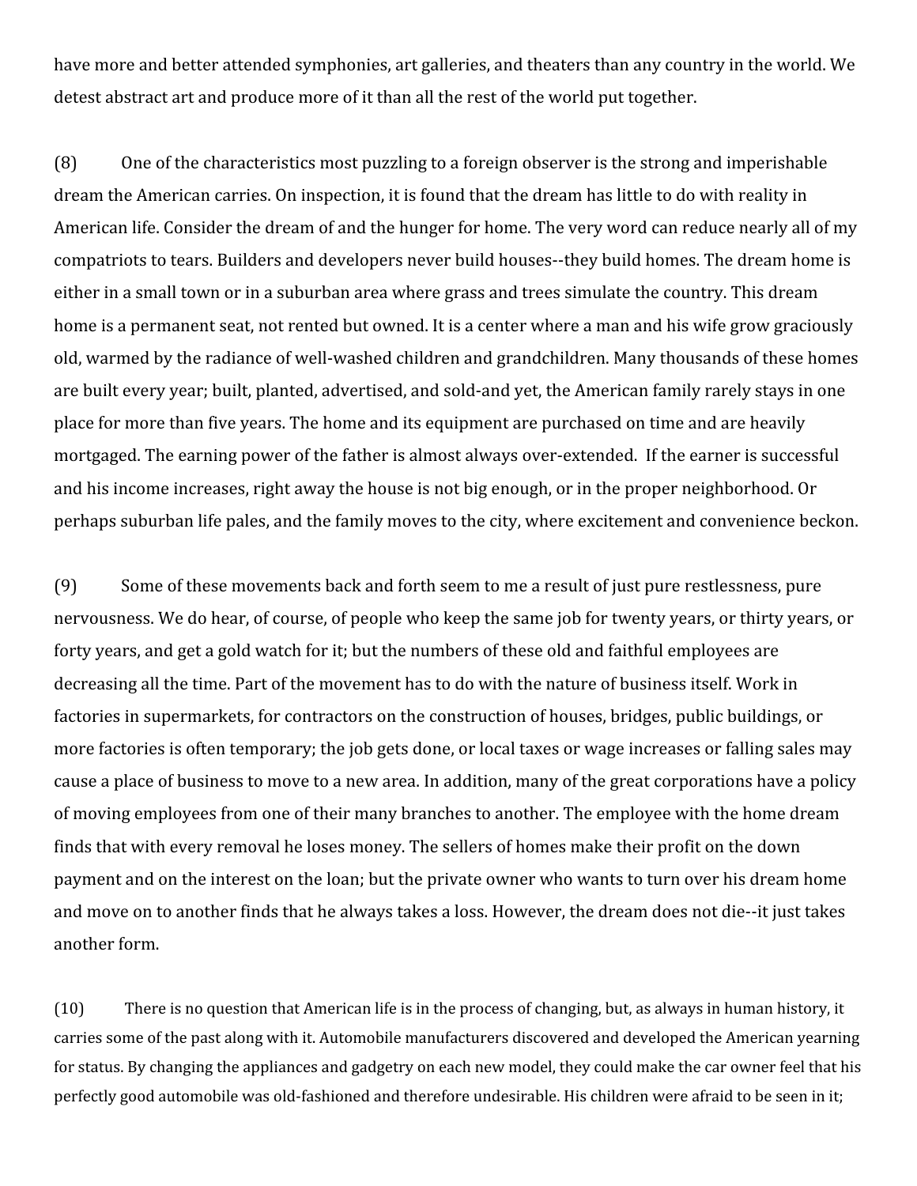have more and better attended symphonies, art galleries, and theaters than any country in the world. We detest abstract art and produce more of it than all the rest of the world put together.

(8) One of the characteristics most puzzling to a foreign observer is the strong and imperishable dream the American carries. On inspection, it is found that the dream has little to do with reality in American life. Consider the dream of and the hunger for home. The very word can reduce nearly all of my compatriots to tears. Builders and developers never build houses--they build homes. The dream home is either in a small town or in a suburban area where grass and trees simulate the country. This dream home is a permanent seat, not rented but owned. It is a center where a man and his wife grow graciously old, warmed by the radiance of well-washed children and grandchildren. Many thousands of these homes are built every year; built, planted, advertised, and sold-and yet, the American family rarely stays in one place for more than five years. The home and its equipment are purchased on time and are heavily mortgaged. The earning power of the father is almost always over-extended. If the earner is successful and his income increases, right away the house is not big enough, or in the proper neighborhood. Or perhaps suburban life pales, and the family moves to the city, where excitement and convenience beckon.

(9) Some of these movements back and forth seem to me a result of just pure restlessness, pure nervousness. We do hear, of course, of people who keep the same job for twenty years, or thirty years, or forty years, and get a gold watch for it; but the numbers of these old and faithful employees are decreasing all the time. Part of the movement has to do with the nature of business itself. Work in factories in supermarkets, for contractors on the construction of houses, bridges, public buildings, or more factories is often temporary; the job gets done, or local taxes or wage increases or falling sales may cause a place of business to move to a new area. In addition, many of the great corporations have a policy of moving employees from one of their many branches to another. The employee with the home dream finds that with every removal he loses money. The sellers of homes make their profit on the down payment and on the interest on the loan; but the private owner who wants to turn over his dream home and move on to another finds that he always takes a loss. However, the dream does not die--it just takes another form.

(10) There is no question that American life is in the process of changing, but, as always in human history, it carries some of the past along with it. Automobile manufacturers discovered and developed the American yearning for status. By changing the appliances and gadgetry on each new model, they could make the car owner feel that his perfectly good automobile was old-fashioned and therefore undesirable. His children were afraid to be seen in it;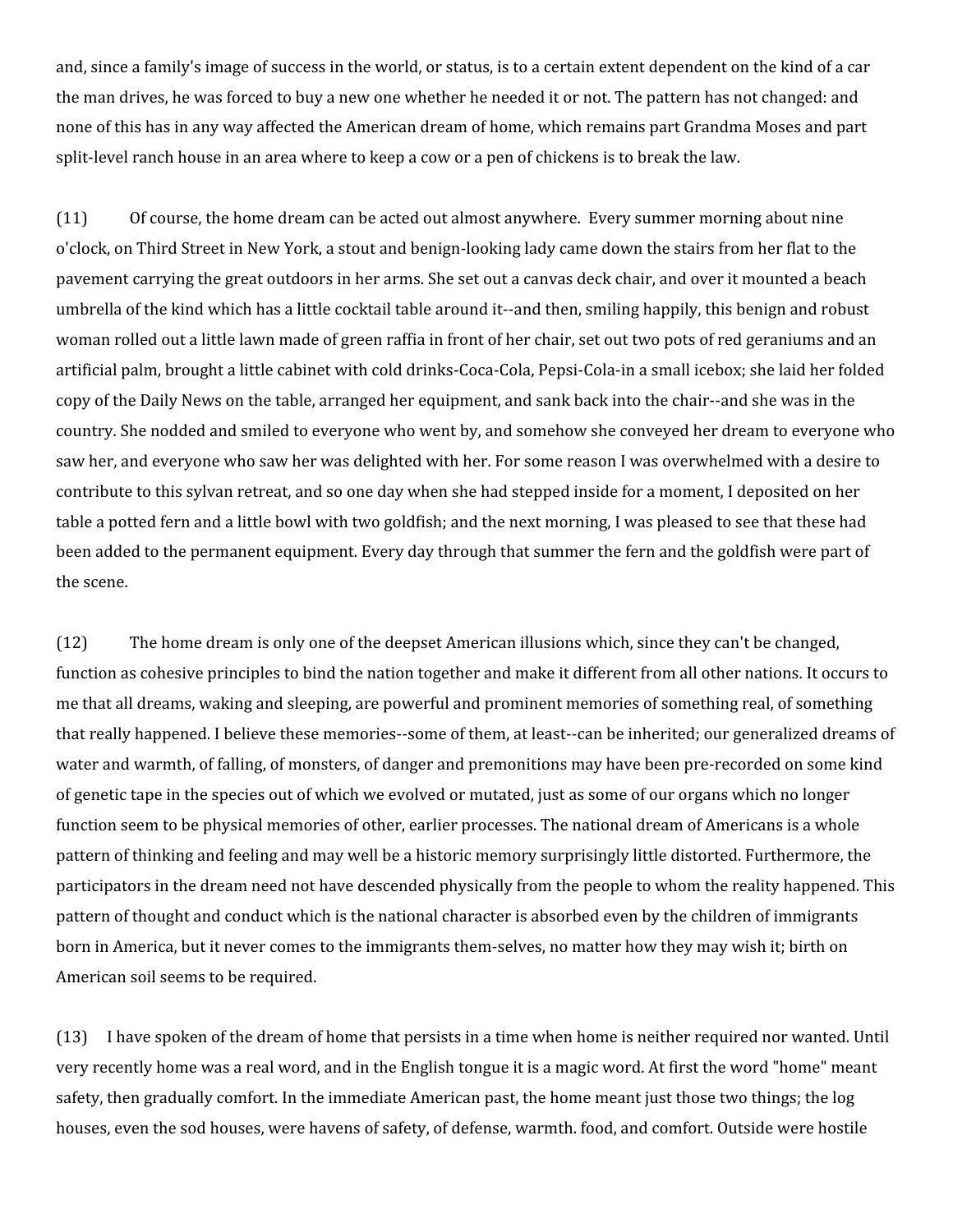and, since a family's image of success in the world, or status, is to a certain extent dependent on the kind of a car the man drives, he was forced to buy a new one whether he needed it or not. The pattern has not changed: and none of this has in any way affected the American dream of home, which remains part Grandma Moses and part split-level ranch house in an area where to keep a cow or a pen of chickens is to break the law.

(11) Of course, the home dream can be acted out almost anywhere. Every summer morning about nine o'clock, on Third Street in New York, a stout and benign-looking lady came down the stairs from her flat to the pavement carrying the great outdoors in her arms. She set out a canvas deck chair, and over it mounted a beach umbrella of the kind which has a little cocktail table around it--and then, smiling happily, this benign and robust woman rolled out a little lawn made of green raffia in front of her chair, set out two pots of red geraniums and an artificial palm, brought a little cabinet with cold drinks-Coca-Cola, Pepsi-Cola-in a small icebox; she laid her folded copy of the Daily News on the table, arranged her equipment, and sank back into the chair--and she was in the country. She nodded and smiled to everyone who went by, and somehow she conveyed her dream to everyone who saw her, and everyone who saw her was delighted with her. For some reason I was overwhelmed with a desire to contribute to this sylvan retreat, and so one day when she had stepped inside for a moment, I deposited on her table a potted fern and a little bowl with two goldfish; and the next morning, I was pleased to see that these had been added to the permanent equipment. Every day through that summer the fern and the goldfish were part of the scene.

(12) The home dream is only one of the deepset American illusions which, since they can't be changed, function as cohesive principles to bind the nation together and make it different from all other nations. It occurs to me that all dreams, waking and sleeping, are powerful and prominent memories of something real, of something that really happened. I believe these memories--some of them, at least--can be inherited; our generalized dreams of water and warmth, of falling, of monsters, of danger and premonitions may have been pre-recorded on some kind of genetic tape in the species out of which we evolved or mutated, just as some of our organs which no longer function seem to be physical memories of other, earlier processes. The national dream of Americans is a whole pattern of thinking and feeling and may well be a historic memory surprisingly little distorted. Furthermore, the participators in the dream need not have descended physically from the people to whom the reality happened. This pattern of thought and conduct which is the national character is absorbed even by the children of immigrants born in America, but it never comes to the immigrants them-selves, no matter how they may wish it; birth on American soil seems to be required.

(13) I have spoken of the dream of home that persists in a time when home is neither required nor wanted. Until very recently home was a real word, and in the English tongue it is a magic word. At first the word "home" meant safety, then gradually comfort. In the immediate American past, the home meant just those two things; the log houses, even the sod houses, were havens of safety, of defense, warmth. food, and comfort. Outside were hostile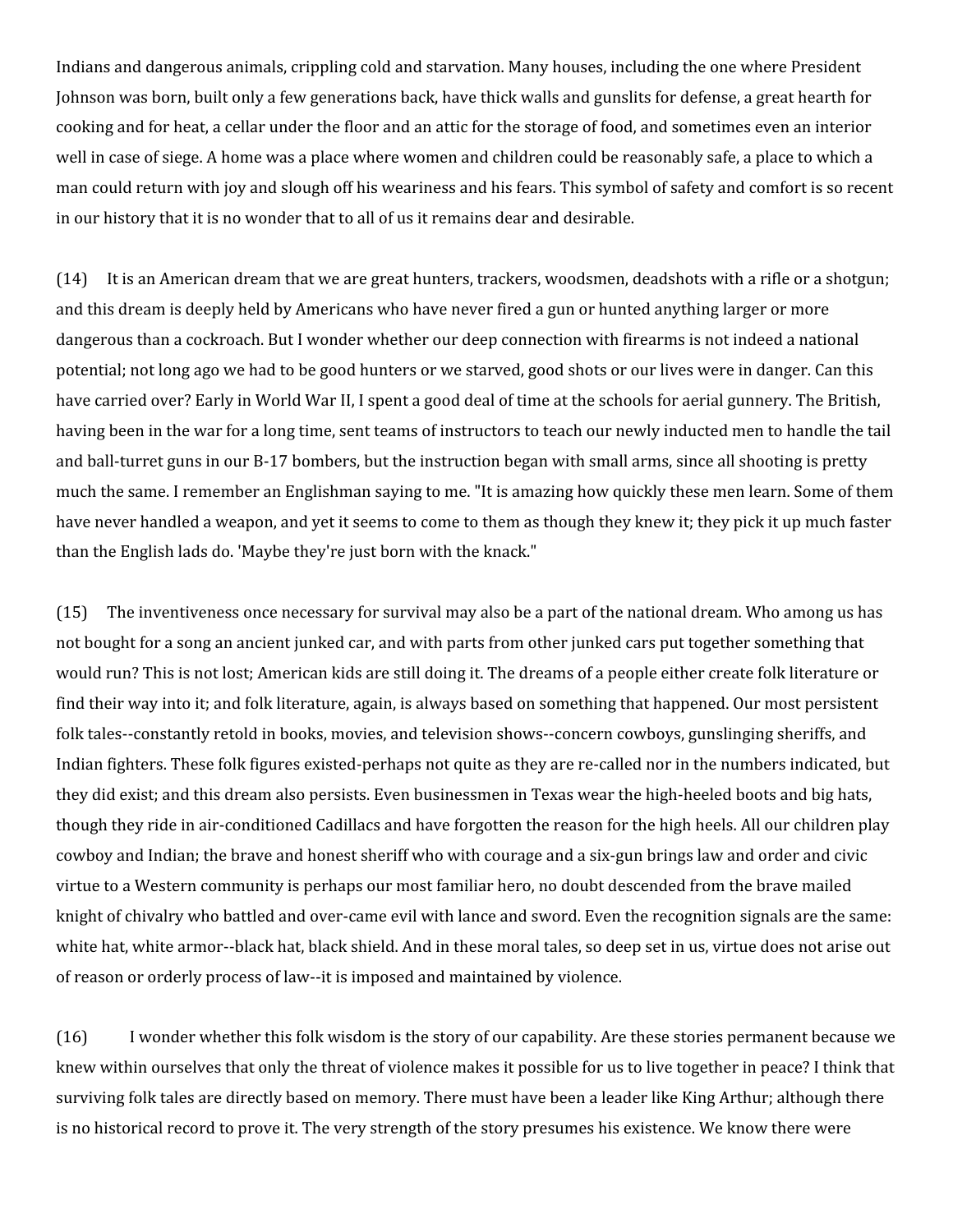Indians and dangerous animals, crippling cold and starvation. Many houses, including the one where President Johnson was born, built only a few generations back, have thick walls and gunslits for defense, a great hearth for cooking and for heat, a cellar under the floor and an attic for the storage of food, and sometimes even an interior well in case of siege. A home was a place where women and children could be reasonably safe, a place to which a man could return with joy and slough off his weariness and his fears. This symbol of safety and comfort is so recent in our history that it is no wonder that to all of us it remains dear and desirable.

(14) It is an American dream that we are great hunters, trackers, woodsmen, deadshots with a rifle or a shotgun; and this dream is deeply held by Americans who have never fired a gun or hunted anything larger or more dangerous than a cockroach. But I wonder whether our deep connection with firearms is not indeed a national potential; not long ago we had to be good hunters or we starved, good shots or our lives were in danger. Can this have carried over? Early in World War II, I spent a good deal of time at the schools for aerial gunnery. The British, having been in the war for a long time, sent teams of instructors to teach our newly inducted men to handle the tail and ball-turret guns in our B-17 bombers, but the instruction began with small arms, since all shooting is pretty much the same. I remember an Englishman saying to me. "It is amazing how quickly these men learn. Some of them have never handled a weapon, and yet it seems to come to them as though they knew it; they pick it up much faster than the English lads do. 'Maybe they're just born with the knack."

(15) The inventiveness once necessary for survival may also be a part of the national dream. Who among us has not bought for a song an ancient junked car, and with parts from other junked cars put together something that would run? This is not lost; American kids are still doing it. The dreams of a people either create folk literature or find their way into it; and folk literature, again, is always based on something that happened. Our most persistent folk tales--constantly retold in books, movies, and television shows--concern cowboys, gunslinging sheriffs, and Indian fighters. These folk figures existed-perhaps not quite as they are re-called nor in the numbers indicated, but they did exist; and this dream also persists. Even businessmen in Texas wear the high-heeled boots and big hats, though they ride in air-conditioned Cadillacs and have forgotten the reason for the high heels. All our children play cowboy and Indian; the brave and honest sheriff who with courage and a six-gun brings law and order and civic virtue to a Western community is perhaps our most familiar hero, no doubt descended from the brave mailed knight of chivalry who battled and over-came evil with lance and sword. Even the recognition signals are the same: white hat, white armor--black hat, black shield. And in these moral tales, so deep set in us, virtue does not arise out of reason or orderly process of law--it is imposed and maintained by violence.

(16) I wonder whether this folk wisdom is the story of our capability. Are these stories permanent because we knew within ourselves that only the threat of violence makes it possible for us to live together in peace? I think that surviving folk tales are directly based on memory. There must have been a leader like King Arthur; although there is no historical record to prove it. The very strength of the story presumes his existence. We know there were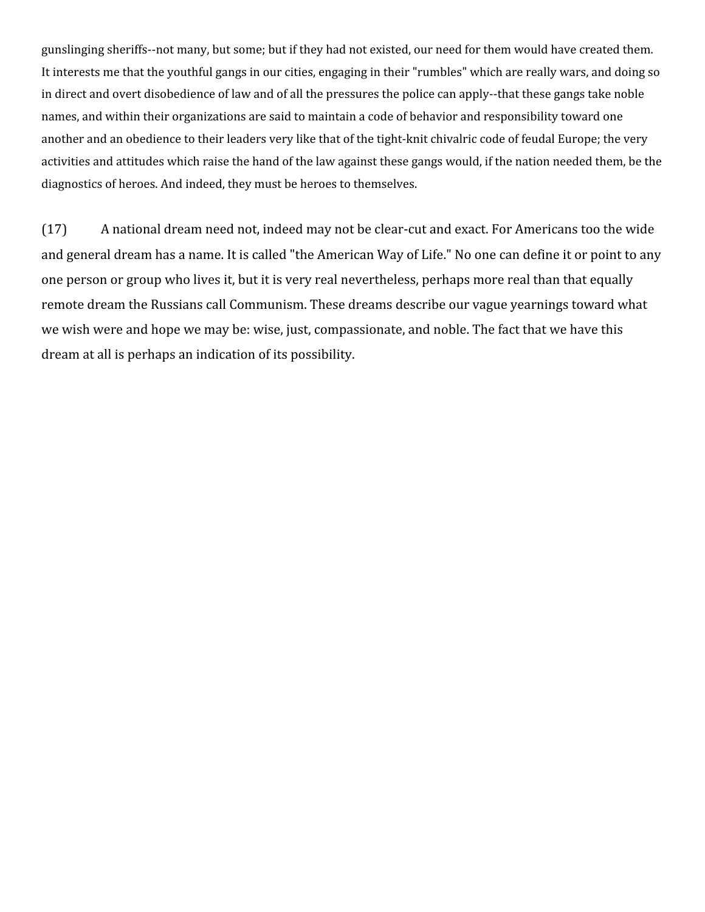gunslinging sheriffs--not many, but some; but if they had not existed, our need for them would have created them. It interests me that the youthful gangs in our cities, engaging in their "rumbles" which are really wars, and doing so in direct and overt disobedience of law and of all the pressures the police can apply--that these gangs take noble names, and within their organizations are said to maintain a code of behavior and responsibility toward one another and an obedience to their leaders very like that of the tight-knit chivalric code of feudal Europe; the very activities and attitudes which raise the hand of the law against these gangs would, if the nation needed them, be the diagnostics of heroes. And indeed, they must be heroes to themselves.

(17) A national dream need not, indeed may not be clear-cut and exact. For Americans too the wide and general dream has a name. It is called "the American Way of Life." No one can define it or point to any one person or group who lives it, but it is very real nevertheless, perhaps more real than that equally remote dream the Russians call Communism. These dreams describe our vague yearnings toward what we wish were and hope we may be: wise, just, compassionate, and noble. The fact that we have this dream at all is perhaps an indication of its possibility.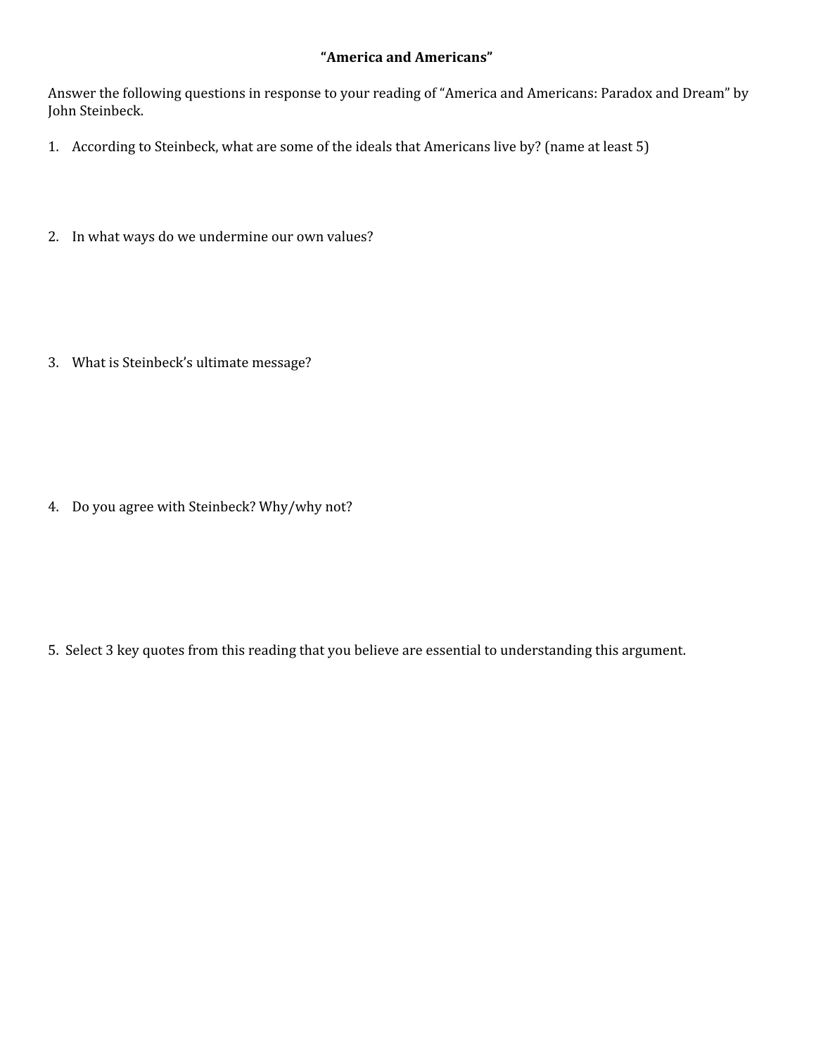# "America and Americans"

Answer the following questions in response to your reading of "America and Americans: Paradox and Dream" by John Steinbeck.

1. According to Steinbeck, what are some of the ideals that Americans live by? (name at least 5)

2. In what ways do we undermine our own values?

3. What is Steinbeck's ultimate message?

4. Do you agree with Steinbeck? Why/why not?

5. Select 3 key quotes from this reading that you believe are essential to understanding this argument.